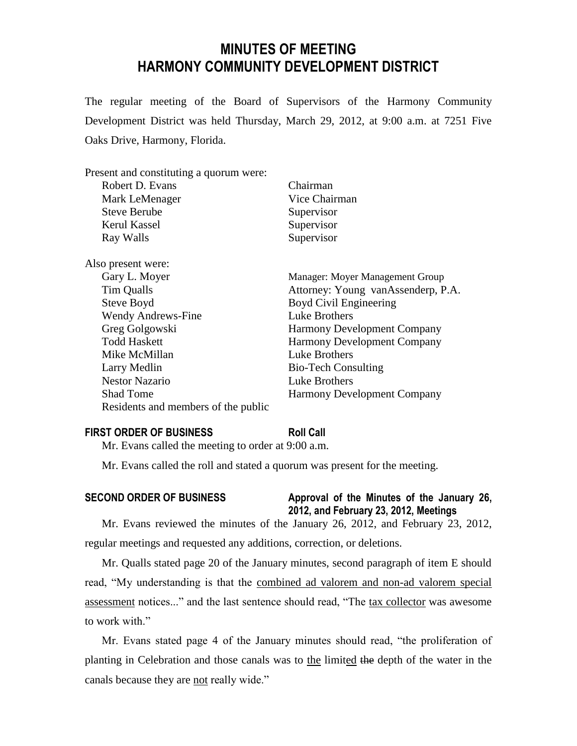# MINUTES OF MEETING
# HARMONY COMMUNITY DEVELOPMENT DISTRICT

The regular meeting of the Board of Supervisors of the Harmony Community Development District was held Thursday, March 29, 2012, at 9:00 a.m. at 7251 Five Oaks Drive, Harmony, Florida.

Present and constituting a quorum were:

| | |
|---|---|
| Robert D. Evans | Chairman |
| Mark LeMenager | Vice Chairman |
| Steve Berube | Supervisor |
| Kerul Kassel | Supervisor |
| Ray Walls | Supervisor |

Also present were:

| | |
|---|---|
| Gary L. Moyer | Manager: Moyer Management Group |
| Tim Qualls | Attorney: Young vanAssenderp, P.A. |
| Steve Boyd | Boyd Civil Engineering |
| Wendy Andrews-Fine | Luke Brothers |
| Greg Golgowski | Harmony Development Company |
| Todd Haskett | Harmony Development Company |
| Mike McMillan | Luke Brothers |
| Larry Medlin | Bio-Tech Consulting |
| Nestor Nazario | Luke Brothers |
| Shad Tome | Harmony Development Company |
| Residents and members of the public | |

**FIRST ORDER OF BUSINESS** **Roll Call**

Mr. Evans called the meeting to order at 9:00 a.m.

Mr. Evans called the roll and stated a quorum was present for the meeting.

**SECOND ORDER OF BUSINESS** **Approval of the Minutes of the January 26, 2012, and February 23, 2012, Meetings**

Mr. Evans reviewed the minutes of the January 26, 2012, and February 23, 2012, regular meetings and requested any additions, correction, or deletions.

Mr. Qualls stated page 20 of the January minutes, second paragraph of item E should read, "My understanding is that the <u>combined ad valorem and non-ad valorem special assessment</u> notices..." and the last sentence should read, "The <u>tax collector</u> was awesome to work with."

Mr. Evans stated page 4 of the January minutes should read, "the proliferation of planting in Celebration and those canals was to <u>the</u> limit<u>ed</u> ~~the~~ depth of the water in the canals because they are <u>not</u> really wide."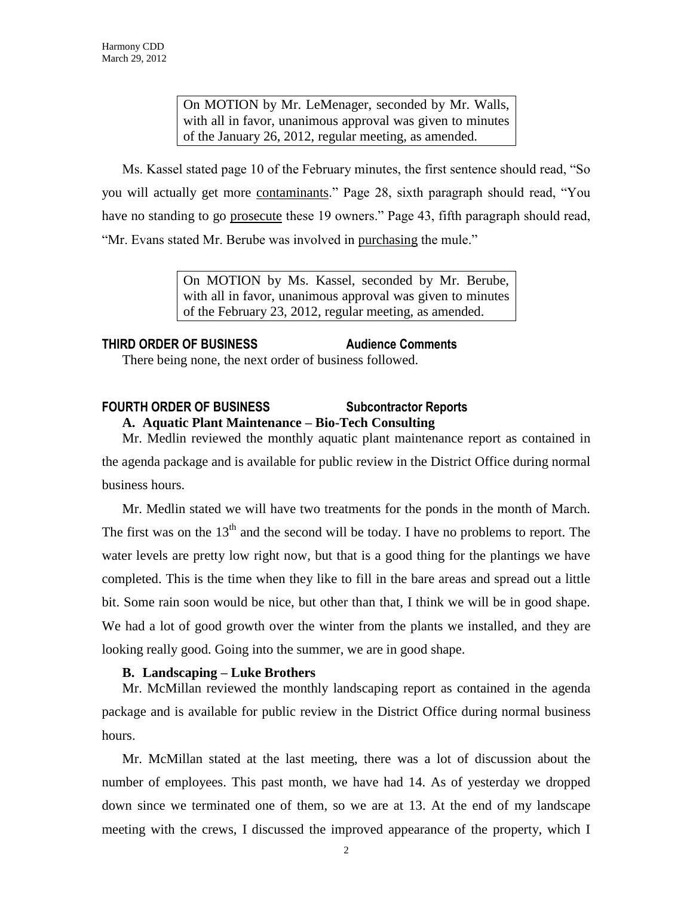On MOTION by Mr. LeMenager, seconded by Mr. Walls, with all in favor, unanimous approval was given to minutes of the January 26, 2012, regular meeting, as amended.

Ms. Kassel stated page 10 of the February minutes, the first sentence should read, "So you will actually get more contaminants." Page 28, sixth paragraph should read, "You have no standing to go prosecute these 19 owners." Page 43, fifth paragraph should read, "Mr. Evans stated Mr. Berube was involved in purchasing the mule."

On MOTION by Ms. Kassel, seconded by Mr. Berube, with all in favor, unanimous approval was given to minutes of the February 23, 2012, regular meeting, as amended.

**THIRD ORDER OF BUSINESS Audience Comments**

There being none, the next order of business followed.

**FOURTH ORDER OF BUSINESS Subcontractor Reports**

**A. Aquatic Plant Maintenance – Bio-Tech Consulting**

Mr. Medlin reviewed the monthly aquatic plant maintenance report as contained in the agenda package and is available for public review in the District Office during normal business hours.

Mr. Medlin stated we will have two treatments for the ponds in the month of March. The first was on the 13th and the second will be today. I have no problems to report. The water levels are pretty low right now, but that is a good thing for the plantings we have completed. This is the time when they like to fill in the bare areas and spread out a little bit. Some rain soon would be nice, but other than that, I think we will be in good shape. We had a lot of good growth over the winter from the plants we installed, and they are looking really good. Going into the summer, we are in good shape.

**B. Landscaping – Luke Brothers**

Mr. McMillan reviewed the monthly landscaping report as contained in the agenda package and is available for public review in the District Office during normal business hours.

Mr. McMillan stated at the last meeting, there was a lot of discussion about the number of employees. This past month, we have had 14. As of yesterday we dropped down since we terminated one of them, so we are at 13. At the end of my landscape meeting with the crews, I discussed the improved appearance of the property, which I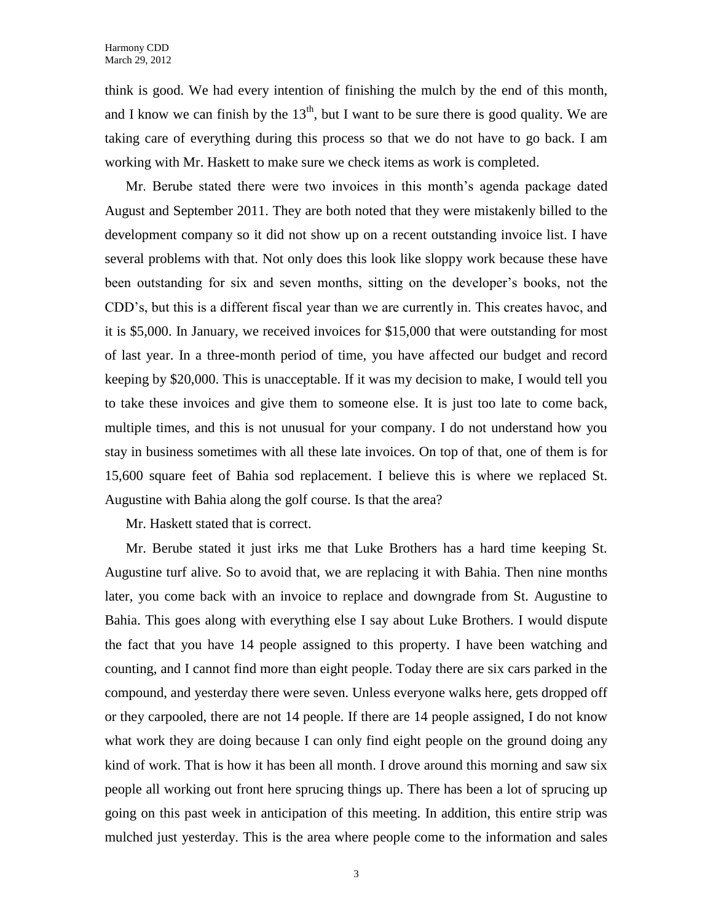think is good. We had every intention of finishing the mulch by the end of this month, and I know we can finish by the 13th, but I want to be sure there is good quality. We are taking care of everything during this process so that we do not have to go back. I am working with Mr. Haskett to make sure we check items as work is completed.

Mr. Berube stated there were two invoices in this month's agenda package dated August and September 2011. They are both noted that they were mistakenly billed to the development company so it did not show up on a recent outstanding invoice list. I have several problems with that. Not only does this look like sloppy work because these have been outstanding for six and seven months, sitting on the developer's books, not the CDD's, but this is a different fiscal year than we are currently in. This creates havoc, and it is $5,000. In January, we received invoices for $15,000 that were outstanding for most of last year. In a three-month period of time, you have affected our budget and record keeping by $20,000. This is unacceptable. If it was my decision to make, I would tell you to take these invoices and give them to someone else. It is just too late to come back, multiple times, and this is not unusual for your company. I do not understand how you stay in business sometimes with all these late invoices. On top of that, one of them is for 15,600 square feet of Bahia sod replacement. I believe this is where we replaced St. Augustine with Bahia along the golf course. Is that the area?

Mr. Haskett stated that is correct.

Mr. Berube stated it just irks me that Luke Brothers has a hard time keeping St. Augustine turf alive. So to avoid that, we are replacing it with Bahia. Then nine months later, you come back with an invoice to replace and downgrade from St. Augustine to Bahia. This goes along with everything else I say about Luke Brothers. I would dispute the fact that you have 14 people assigned to this property. I have been watching and counting, and I cannot find more than eight people. Today there are six cars parked in the compound, and yesterday there were seven. Unless everyone walks here, gets dropped off or they carpooled, there are not 14 people. If there are 14 people assigned, I do not know what work they are doing because I can only find eight people on the ground doing any kind of work. That is how it has been all month. I drove around this morning and saw six people all working out front here sprucing things up. There has been a lot of sprucing up going on this past week in anticipation of this meeting. In addition, this entire strip was mulched just yesterday. This is the area where people come to the information and sales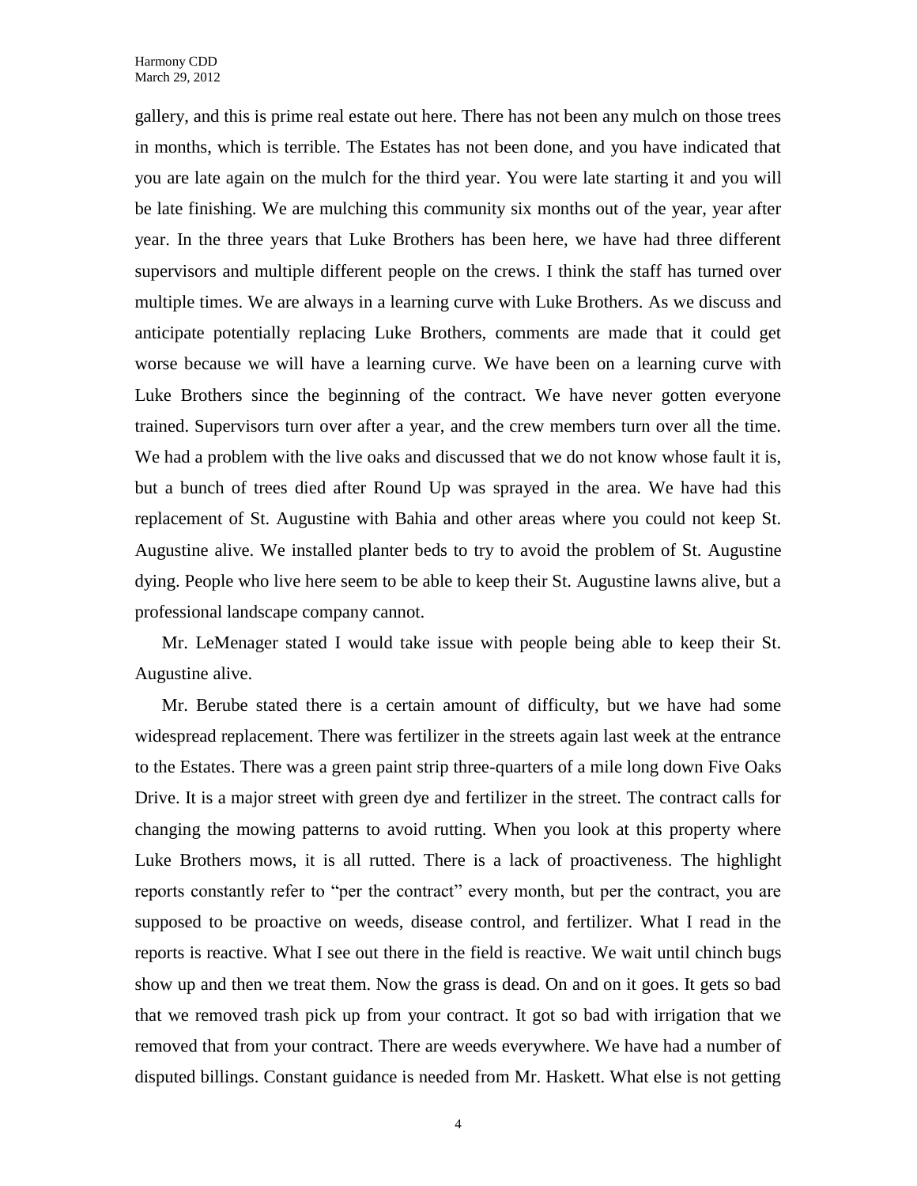gallery, and this is prime real estate out here. There has not been any mulch on those trees in months, which is terrible. The Estates has not been done, and you have indicated that you are late again on the mulch for the third year. You were late starting it and you will be late finishing. We are mulching this community six months out of the year, year after year. In the three years that Luke Brothers has been here, we have had three different supervisors and multiple different people on the crews. I think the staff has turned over multiple times. We are always in a learning curve with Luke Brothers. As we discuss and anticipate potentially replacing Luke Brothers, comments are made that it could get worse because we will have a learning curve. We have been on a learning curve with Luke Brothers since the beginning of the contract. We have never gotten everyone trained. Supervisors turn over after a year, and the crew members turn over all the time. We had a problem with the live oaks and discussed that we do not know whose fault it is, but a bunch of trees died after Round Up was sprayed in the area. We have had this replacement of St. Augustine with Bahia and other areas where you could not keep St. Augustine alive. We installed planter beds to try to avoid the problem of St. Augustine dying. People who live here seem to be able to keep their St. Augustine lawns alive, but a professional landscape company cannot.

Mr. LeMenager stated I would take issue with people being able to keep their St. Augustine alive.

Mr. Berube stated there is a certain amount of difficulty, but we have had some widespread replacement. There was fertilizer in the streets again last week at the entrance to the Estates. There was a green paint strip three-quarters of a mile long down Five Oaks Drive. It is a major street with green dye and fertilizer in the street. The contract calls for changing the mowing patterns to avoid rutting. When you look at this property where Luke Brothers mows, it is all rutted. There is a lack of proactiveness. The highlight reports constantly refer to "per the contract" every month, but per the contract, you are supposed to be proactive on weeds, disease control, and fertilizer. What I read in the reports is reactive. What I see out there in the field is reactive. We wait until chinch bugs show up and then we treat them. Now the grass is dead. On and on it goes. It gets so bad that we removed trash pick up from your contract. It got so bad with irrigation that we removed that from your contract. There are weeds everywhere. We have had a number of disputed billings. Constant guidance is needed from Mr. Haskett. What else is not getting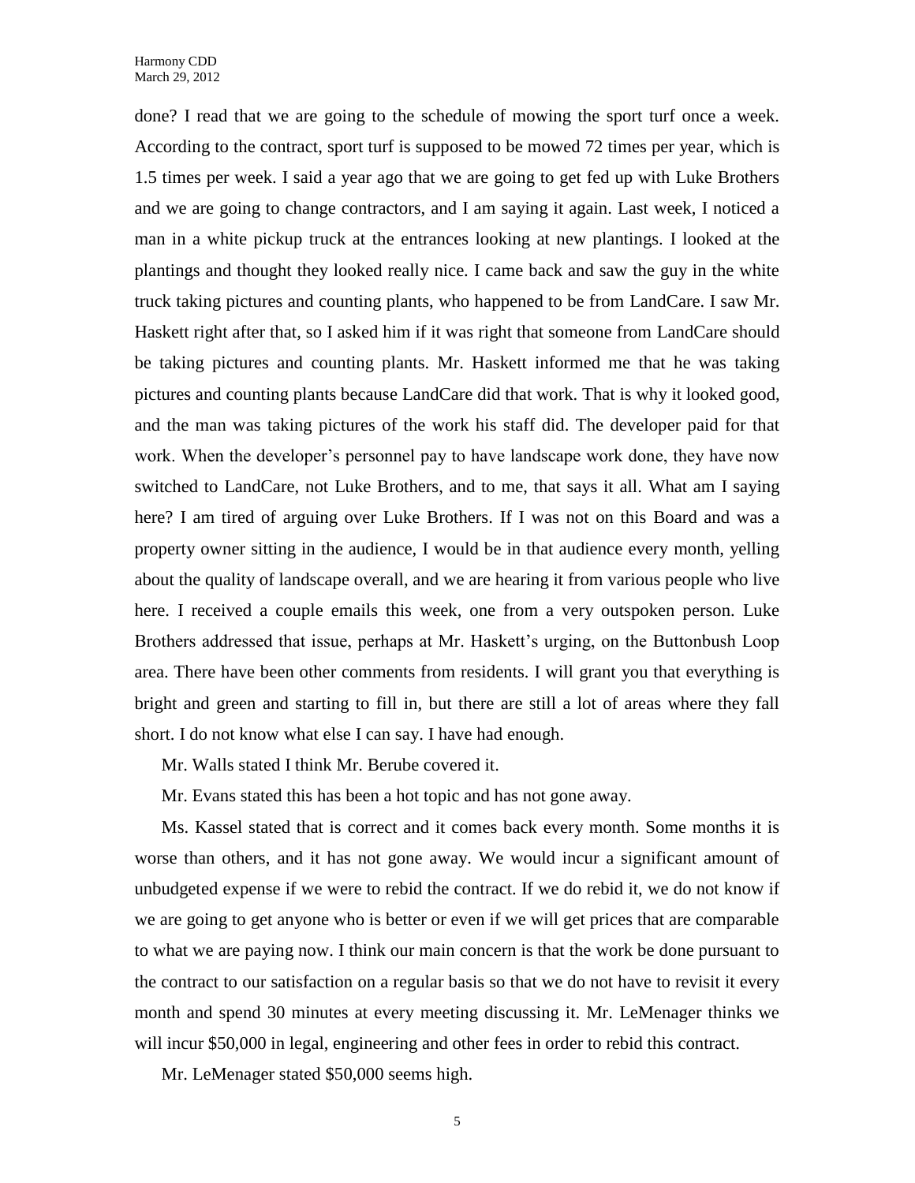done? I read that we are going to the schedule of mowing the sport turf once a week. According to the contract, sport turf is supposed to be mowed 72 times per year, which is 1.5 times per week. I said a year ago that we are going to get fed up with Luke Brothers and we are going to change contractors, and I am saying it again. Last week, I noticed a man in a white pickup truck at the entrances looking at new plantings. I looked at the plantings and thought they looked really nice. I came back and saw the guy in the white truck taking pictures and counting plants, who happened to be from LandCare. I saw Mr. Haskett right after that, so I asked him if it was right that someone from LandCare should be taking pictures and counting plants. Mr. Haskett informed me that he was taking pictures and counting plants because LandCare did that work. That is why it looked good, and the man was taking pictures of the work his staff did. The developer paid for that work. When the developer's personnel pay to have landscape work done, they have now switched to LandCare, not Luke Brothers, and to me, that says it all. What am I saying here? I am tired of arguing over Luke Brothers. If I was not on this Board and was a property owner sitting in the audience, I would be in that audience every month, yelling about the quality of landscape overall, and we are hearing it from various people who live here. I received a couple emails this week, one from a very outspoken person. Luke Brothers addressed that issue, perhaps at Mr. Haskett's urging, on the Buttonbush Loop area. There have been other comments from residents. I will grant you that everything is bright and green and starting to fill in, but there are still a lot of areas where they fall short. I do not know what else I can say. I have had enough.

Mr. Walls stated I think Mr. Berube covered it.

Mr. Evans stated this has been a hot topic and has not gone away.

Ms. Kassel stated that is correct and it comes back every month. Some months it is worse than others, and it has not gone away. We would incur a significant amount of unbudgeted expense if we were to rebid the contract. If we do rebid it, we do not know if we are going to get anyone who is better or even if we will get prices that are comparable to what we are paying now. I think our main concern is that the work be done pursuant to the contract to our satisfaction on a regular basis so that we do not have to revisit it every month and spend 30 minutes at every meeting discussing it. Mr. LeMenager thinks we will incur $50,000 in legal, engineering and other fees in order to rebid this contract.

Mr. LeMenager stated $50,000 seems high.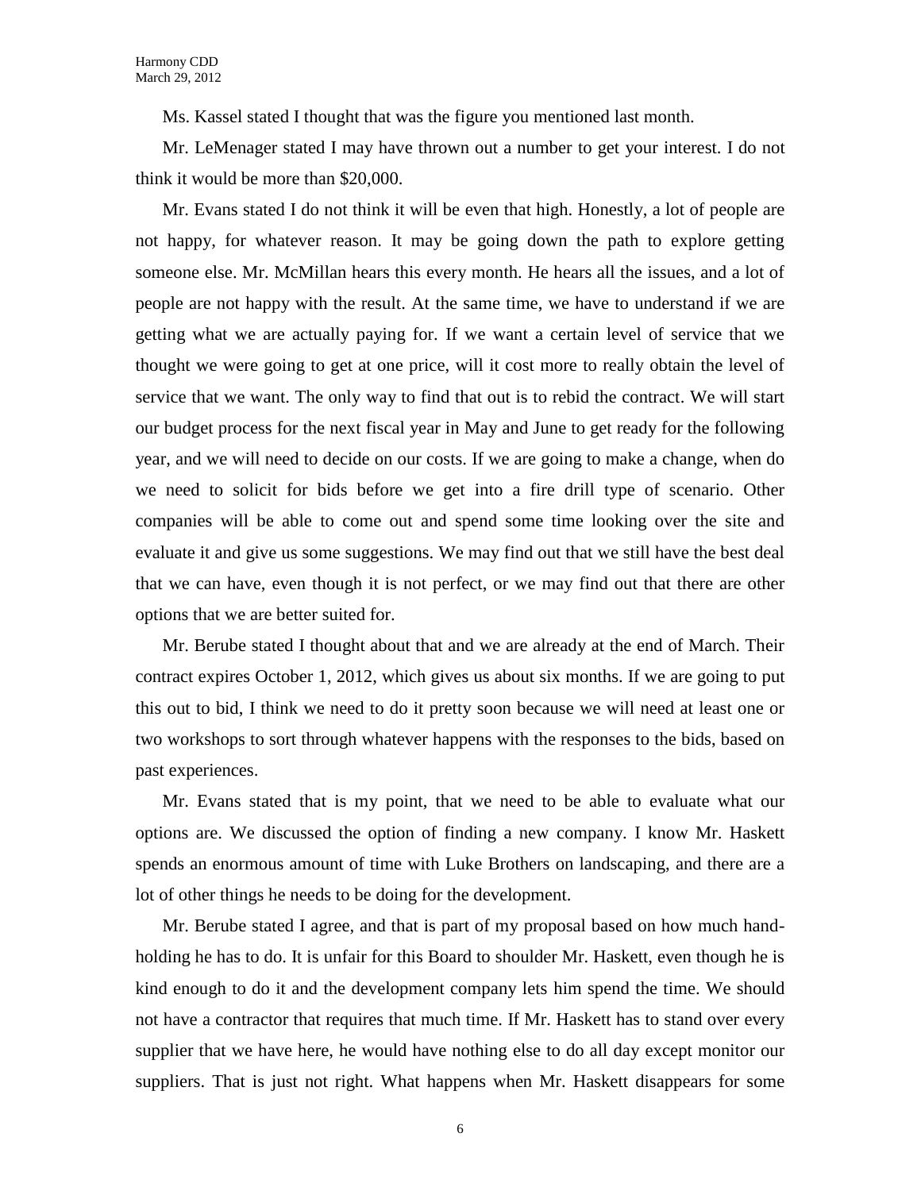Ms. Kassel stated I thought that was the figure you mentioned last month.

Mr. LeMenager stated I may have thrown out a number to get your interest. I do not think it would be more than $20,000.

Mr. Evans stated I do not think it will be even that high. Honestly, a lot of people are not happy, for whatever reason. It may be going down the path to explore getting someone else. Mr. McMillan hears this every month. He hears all the issues, and a lot of people are not happy with the result. At the same time, we have to understand if we are getting what we are actually paying for. If we want a certain level of service that we thought we were going to get at one price, will it cost more to really obtain the level of service that we want. The only way to find that out is to rebid the contract. We will start our budget process for the next fiscal year in May and June to get ready for the following year, and we will need to decide on our costs. If we are going to make a change, when do we need to solicit for bids before we get into a fire drill type of scenario. Other companies will be able to come out and spend some time looking over the site and evaluate it and give us some suggestions. We may find out that we still have the best deal that we can have, even though it is not perfect, or we may find out that there are other options that we are better suited for.

Mr. Berube stated I thought about that and we are already at the end of March. Their contract expires October 1, 2012, which gives us about six months. If we are going to put this out to bid, I think we need to do it pretty soon because we will need at least one or two workshops to sort through whatever happens with the responses to the bids, based on past experiences.

Mr. Evans stated that is my point, that we need to be able to evaluate what our options are. We discussed the option of finding a new company. I know Mr. Haskett spends an enormous amount of time with Luke Brothers on landscaping, and there are a lot of other things he needs to be doing for the development.

Mr. Berube stated I agree, and that is part of my proposal based on how much hand-holding he has to do. It is unfair for this Board to shoulder Mr. Haskett, even though he is kind enough to do it and the development company lets him spend the time. We should not have a contractor that requires that much time. If Mr. Haskett has to stand over every supplier that we have here, he would have nothing else to do all day except monitor our suppliers. That is just not right. What happens when Mr. Haskett disappears for some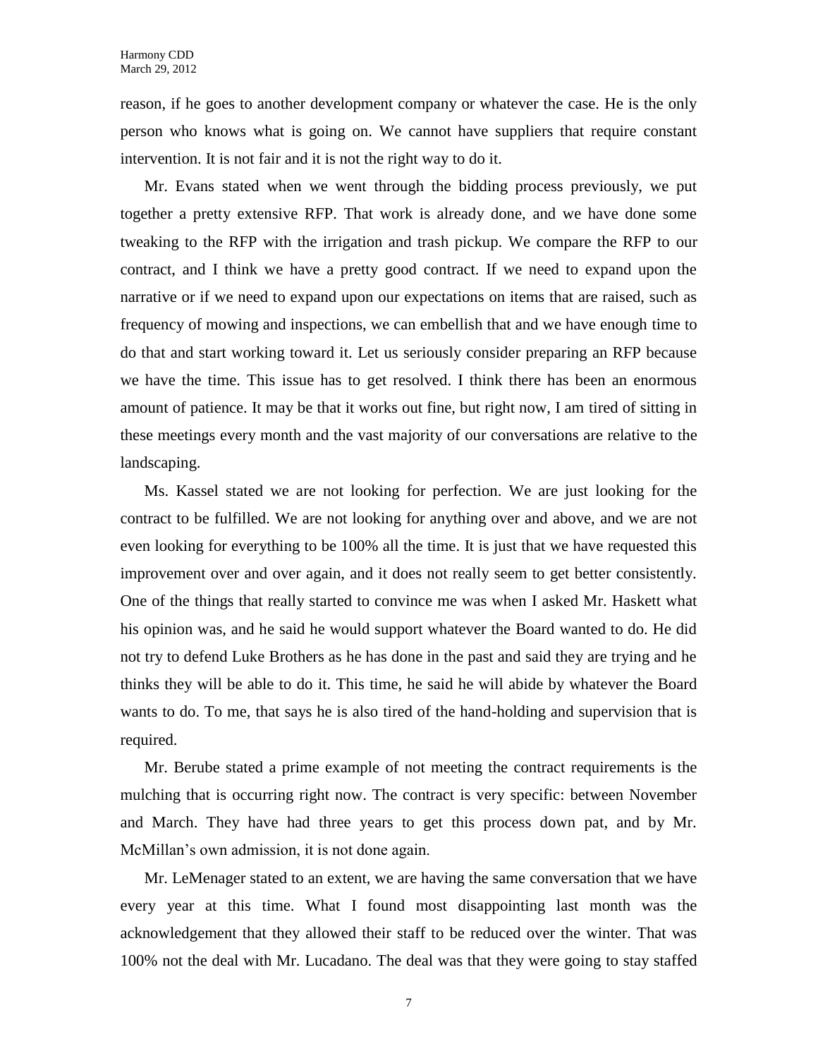reason, if he goes to another development company or whatever the case. He is the only person who knows what is going on. We cannot have suppliers that require constant intervention. It is not fair and it is not the right way to do it.

Mr. Evans stated when we went through the bidding process previously, we put together a pretty extensive RFP. That work is already done, and we have done some tweaking to the RFP with the irrigation and trash pickup. We compare the RFP to our contract, and I think we have a pretty good contract. If we need to expand upon the narrative or if we need to expand upon our expectations on items that are raised, such as frequency of mowing and inspections, we can embellish that and we have enough time to do that and start working toward it. Let us seriously consider preparing an RFP because we have the time. This issue has to get resolved. I think there has been an enormous amount of patience. It may be that it works out fine, but right now, I am tired of sitting in these meetings every month and the vast majority of our conversations are relative to the landscaping.

Ms. Kassel stated we are not looking for perfection. We are just looking for the contract to be fulfilled. We are not looking for anything over and above, and we are not even looking for everything to be 100% all the time. It is just that we have requested this improvement over and over again, and it does not really seem to get better consistently. One of the things that really started to convince me was when I asked Mr. Haskett what his opinion was, and he said he would support whatever the Board wanted to do. He did not try to defend Luke Brothers as he has done in the past and said they are trying and he thinks they will be able to do it. This time, he said he will abide by whatever the Board wants to do. To me, that says he is also tired of the hand-holding and supervision that is required.

Mr. Berube stated a prime example of not meeting the contract requirements is the mulching that is occurring right now. The contract is very specific: between November and March. They have had three years to get this process down pat, and by Mr. McMillan's own admission, it is not done again.

Mr. LeMenager stated to an extent, we are having the same conversation that we have every year at this time. What I found most disappointing last month was the acknowledgement that they allowed their staff to be reduced over the winter. That was 100% not the deal with Mr. Lucadano. The deal was that they were going to stay staffed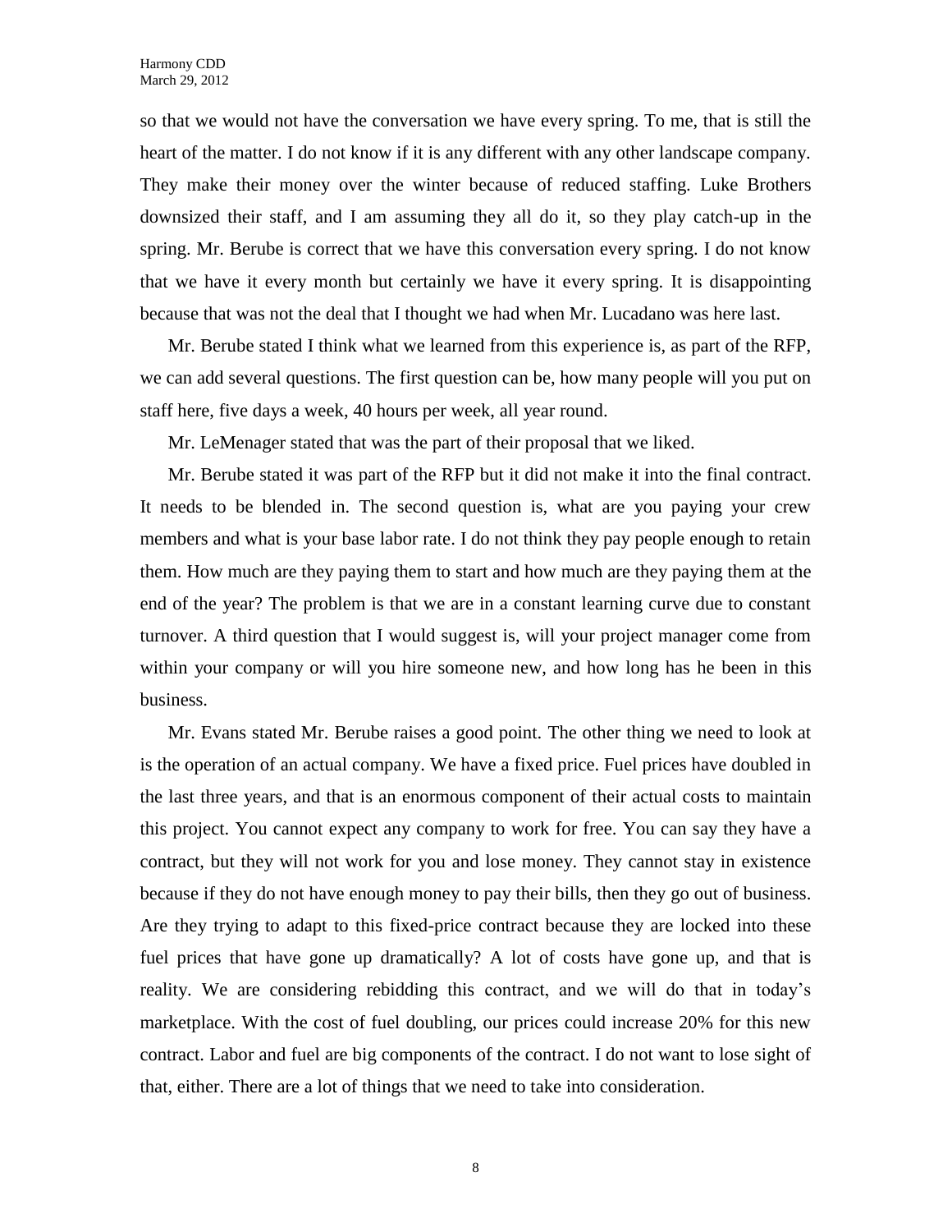so that we would not have the conversation we have every spring. To me, that is still the heart of the matter. I do not know if it is any different with any other landscape company. They make their money over the winter because of reduced staffing. Luke Brothers downsized their staff, and I am assuming they all do it, so they play catch-up in the spring. Mr. Berube is correct that we have this conversation every spring. I do not know that we have it every month but certainly we have it every spring. It is disappointing because that was not the deal that I thought we had when Mr. Lucadano was here last.

Mr. Berube stated I think what we learned from this experience is, as part of the RFP, we can add several questions. The first question can be, how many people will you put on staff here, five days a week, 40 hours per week, all year round.

Mr. LeMenager stated that was the part of their proposal that we liked.

Mr. Berube stated it was part of the RFP but it did not make it into the final contract. It needs to be blended in. The second question is, what are you paying your crew members and what is your base labor rate. I do not think they pay people enough to retain them. How much are they paying them to start and how much are they paying them at the end of the year? The problem is that we are in a constant learning curve due to constant turnover. A third question that I would suggest is, will your project manager come from within your company or will you hire someone new, and how long has he been in this business.

Mr. Evans stated Mr. Berube raises a good point. The other thing we need to look at is the operation of an actual company. We have a fixed price. Fuel prices have doubled in the last three years, and that is an enormous component of their actual costs to maintain this project. You cannot expect any company to work for free. You can say they have a contract, but they will not work for you and lose money. They cannot stay in existence because if they do not have enough money to pay their bills, then they go out of business. Are they trying to adapt to this fixed-price contract because they are locked into these fuel prices that have gone up dramatically? A lot of costs have gone up, and that is reality. We are considering rebidding this contract, and we will do that in today's marketplace. With the cost of fuel doubling, our prices could increase 20% for this new contract. Labor and fuel are big components of the contract. I do not want to lose sight of that, either. There are a lot of things that we need to take into consideration.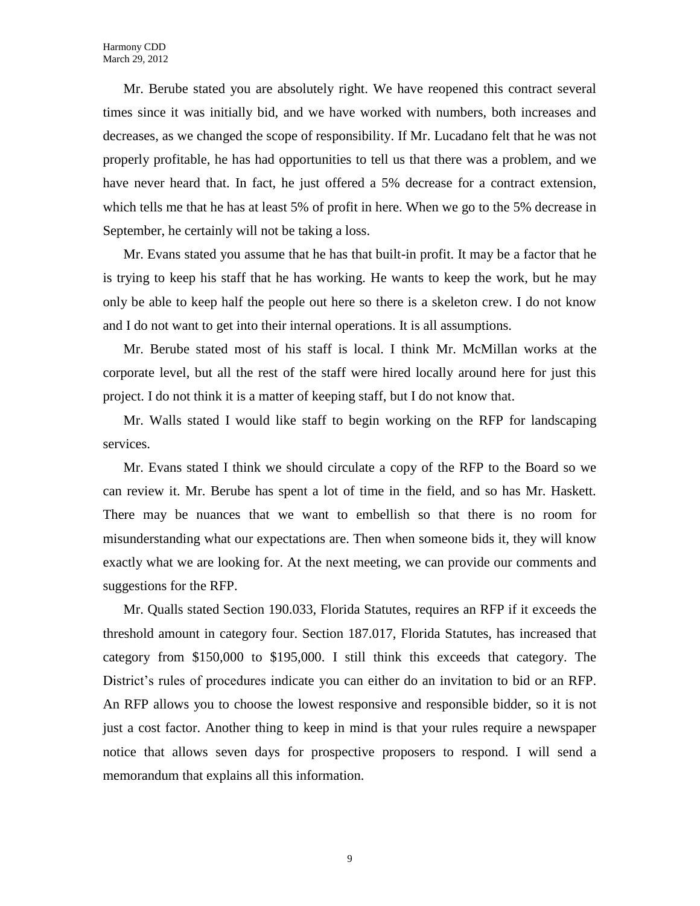Mr. Berube stated you are absolutely right. We have reopened this contract several times since it was initially bid, and we have worked with numbers, both increases and decreases, as we changed the scope of responsibility. If Mr. Lucadano felt that he was not properly profitable, he has had opportunities to tell us that there was a problem, and we have never heard that. In fact, he just offered a 5% decrease for a contract extension, which tells me that he has at least 5% of profit in here. When we go to the 5% decrease in September, he certainly will not be taking a loss.

Mr. Evans stated you assume that he has that built-in profit. It may be a factor that he is trying to keep his staff that he has working. He wants to keep the work, but he may only be able to keep half the people out here so there is a skeleton crew. I do not know and I do not want to get into their internal operations. It is all assumptions.

Mr. Berube stated most of his staff is local. I think Mr. McMillan works at the corporate level, but all the rest of the staff were hired locally around here for just this project. I do not think it is a matter of keeping staff, but I do not know that.

Mr. Walls stated I would like staff to begin working on the RFP for landscaping services.

Mr. Evans stated I think we should circulate a copy of the RFP to the Board so we can review it. Mr. Berube has spent a lot of time in the field, and so has Mr. Haskett. There may be nuances that we want to embellish so that there is no room for misunderstanding what our expectations are. Then when someone bids it, they will know exactly what we are looking for. At the next meeting, we can provide our comments and suggestions for the RFP.

Mr. Qualls stated Section 190.033, Florida Statutes, requires an RFP if it exceeds the threshold amount in category four. Section 187.017, Florida Statutes, has increased that category from $150,000 to $195,000. I still think this exceeds that category. The District's rules of procedures indicate you can either do an invitation to bid or an RFP. An RFP allows you to choose the lowest responsive and responsible bidder, so it is not just a cost factor. Another thing to keep in mind is that your rules require a newspaper notice that allows seven days for prospective proposers to respond. I will send a memorandum that explains all this information.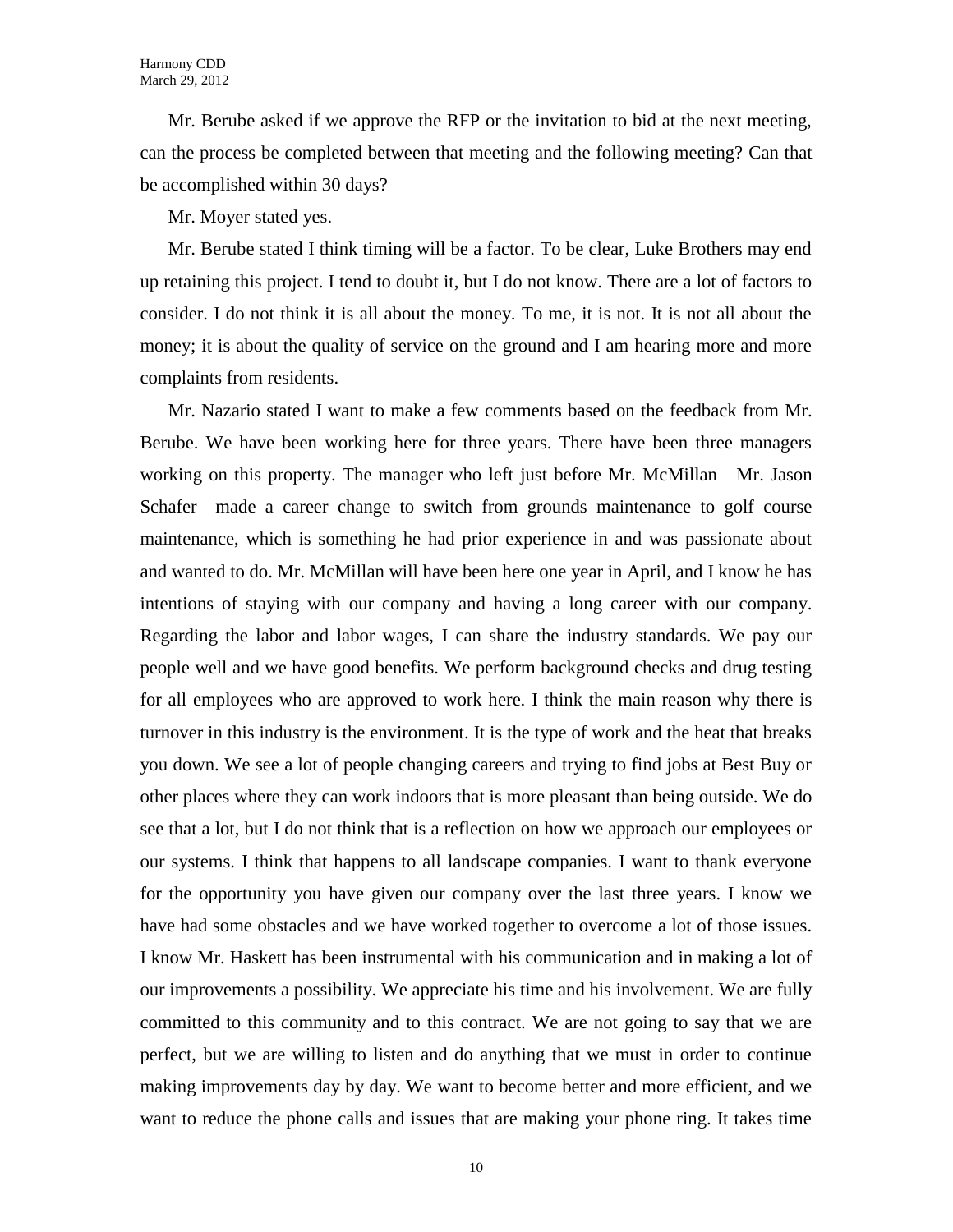Mr. Berube asked if we approve the RFP or the invitation to bid at the next meeting, can the process be completed between that meeting and the following meeting? Can that be accomplished within 30 days?

Mr. Moyer stated yes.

Mr. Berube stated I think timing will be a factor. To be clear, Luke Brothers may end up retaining this project. I tend to doubt it, but I do not know. There are a lot of factors to consider. I do not think it is all about the money. To me, it is not. It is not all about the money; it is about the quality of service on the ground and I am hearing more and more complaints from residents.

Mr. Nazario stated I want to make a few comments based on the feedback from Mr. Berube. We have been working here for three years. There have been three managers working on this property. The manager who left just before Mr. McMillan—Mr. Jason Schafer—made a career change to switch from grounds maintenance to golf course maintenance, which is something he had prior experience in and was passionate about and wanted to do. Mr. McMillan will have been here one year in April, and I know he has intentions of staying with our company and having a long career with our company. Regarding the labor and labor wages, I can share the industry standards. We pay our people well and we have good benefits. We perform background checks and drug testing for all employees who are approved to work here. I think the main reason why there is turnover in this industry is the environment. It is the type of work and the heat that breaks you down. We see a lot of people changing careers and trying to find jobs at Best Buy or other places where they can work indoors that is more pleasant than being outside. We do see that a lot, but I do not think that is a reflection on how we approach our employees or our systems. I think that happens to all landscape companies. I want to thank everyone for the opportunity you have given our company over the last three years. I know we have had some obstacles and we have worked together to overcome a lot of those issues. I know Mr. Haskett has been instrumental with his communication and in making a lot of our improvements a possibility. We appreciate his time and his involvement. We are fully committed to this community and to this contract. We are not going to say that we are perfect, but we are willing to listen and do anything that we must in order to continue making improvements day by day. We want to become better and more efficient, and we want to reduce the phone calls and issues that are making your phone ring. It takes time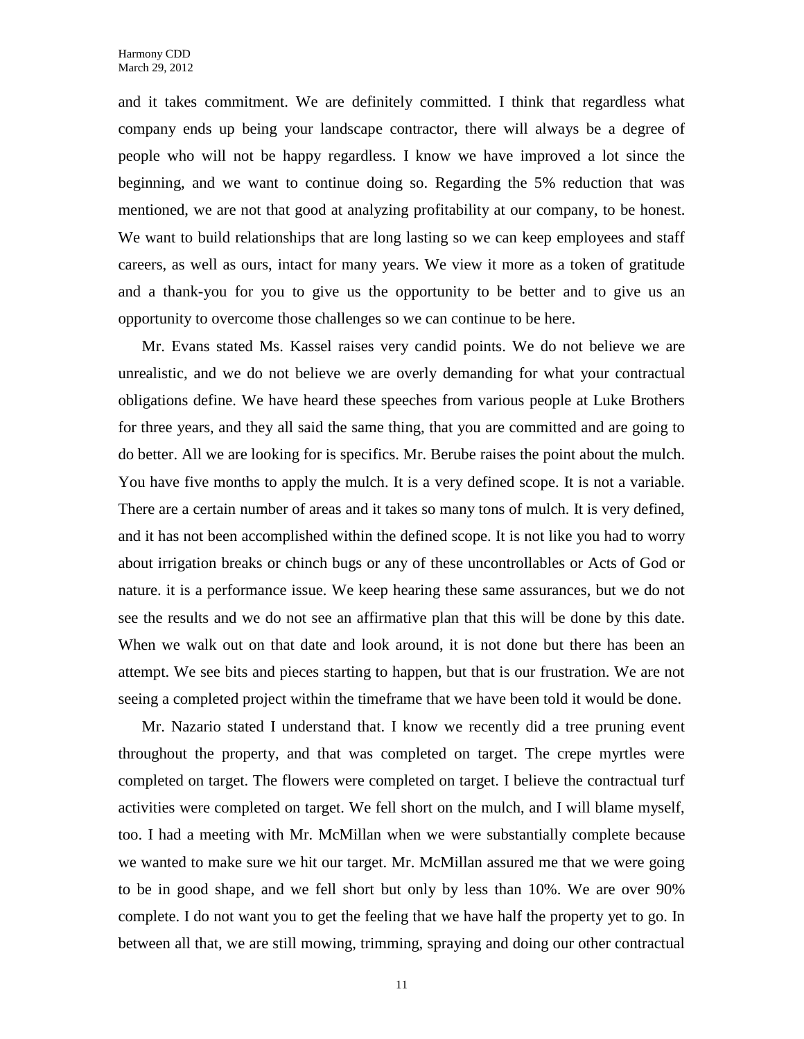and it takes commitment. We are definitely committed. I think that regardless what company ends up being your landscape contractor, there will always be a degree of people who will not be happy regardless. I know we have improved a lot since the beginning, and we want to continue doing so. Regarding the 5% reduction that was mentioned, we are not that good at analyzing profitability at our company, to be honest. We want to build relationships that are long lasting so we can keep employees and staff careers, as well as ours, intact for many years. We view it more as a token of gratitude and a thank-you for you to give us the opportunity to be better and to give us an opportunity to overcome those challenges so we can continue to be here.

Mr. Evans stated Ms. Kassel raises very candid points. We do not believe we are unrealistic, and we do not believe we are overly demanding for what your contractual obligations define. We have heard these speeches from various people at Luke Brothers for three years, and they all said the same thing, that you are committed and are going to do better. All we are looking for is specifics. Mr. Berube raises the point about the mulch. You have five months to apply the mulch. It is a very defined scope. It is not a variable. There are a certain number of areas and it takes so many tons of mulch. It is very defined, and it has not been accomplished within the defined scope. It is not like you had to worry about irrigation breaks or chinch bugs or any of these uncontrollables or Acts of God or nature. it is a performance issue. We keep hearing these same assurances, but we do not see the results and we do not see an affirmative plan that this will be done by this date. When we walk out on that date and look around, it is not done but there has been an attempt. We see bits and pieces starting to happen, but that is our frustration. We are not seeing a completed project within the timeframe that we have been told it would be done.

Mr. Nazario stated I understand that. I know we recently did a tree pruning event throughout the property, and that was completed on target. The crepe myrtles were completed on target. The flowers were completed on target. I believe the contractual turf activities were completed on target. We fell short on the mulch, and I will blame myself, too. I had a meeting with Mr. McMillan when we were substantially complete because we wanted to make sure we hit our target. Mr. McMillan assured me that we were going to be in good shape, and we fell short but only by less than 10%. We are over 90% complete. I do not want you to get the feeling that we have half the property yet to go. In between all that, we are still mowing, trimming, spraying and doing our other contractual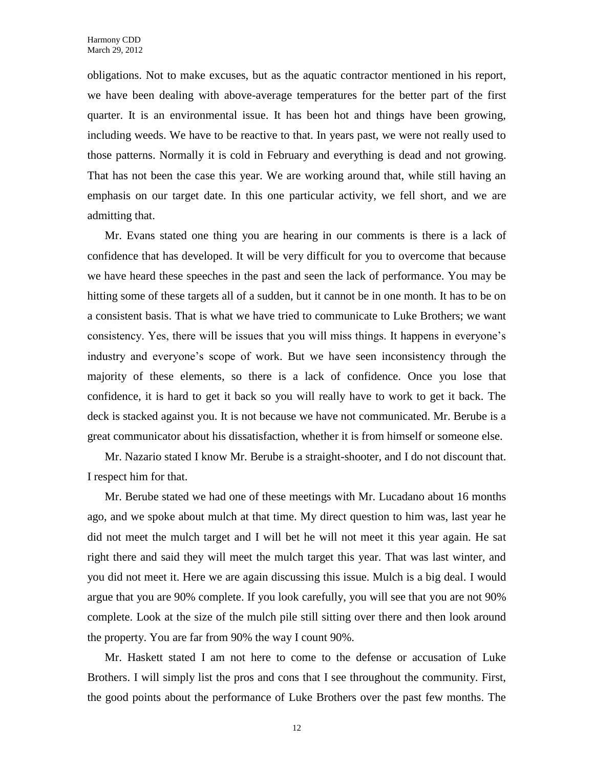obligations. Not to make excuses, but as the aquatic contractor mentioned in his report, we have been dealing with above-average temperatures for the better part of the first quarter. It is an environmental issue. It has been hot and things have been growing, including weeds. We have to be reactive to that. In years past, we were not really used to those patterns. Normally it is cold in February and everything is dead and not growing. That has not been the case this year. We are working around that, while still having an emphasis on our target date. In this one particular activity, we fell short, and we are admitting that.

Mr. Evans stated one thing you are hearing in our comments is there is a lack of confidence that has developed. It will be very difficult for you to overcome that because we have heard these speeches in the past and seen the lack of performance. You may be hitting some of these targets all of a sudden, but it cannot be in one month. It has to be on a consistent basis. That is what we have tried to communicate to Luke Brothers; we want consistency. Yes, there will be issues that you will miss things. It happens in everyone's industry and everyone's scope of work. But we have seen inconsistency through the majority of these elements, so there is a lack of confidence. Once you lose that confidence, it is hard to get it back so you will really have to work to get it back. The deck is stacked against you. It is not because we have not communicated. Mr. Berube is a great communicator about his dissatisfaction, whether it is from himself or someone else.

Mr. Nazario stated I know Mr. Berube is a straight-shooter, and I do not discount that. I respect him for that.

Mr. Berube stated we had one of these meetings with Mr. Lucadano about 16 months ago, and we spoke about mulch at that time. My direct question to him was, last year he did not meet the mulch target and I will bet he will not meet it this year again. He sat right there and said they will meet the mulch target this year. That was last winter, and you did not meet it. Here we are again discussing this issue. Mulch is a big deal. I would argue that you are 90% complete. If you look carefully, you will see that you are not 90% complete. Look at the size of the mulch pile still sitting over there and then look around the property. You are far from 90% the way I count 90%.

Mr. Haskett stated I am not here to come to the defense or accusation of Luke Brothers. I will simply list the pros and cons that I see throughout the community. First, the good points about the performance of Luke Brothers over the past few months. The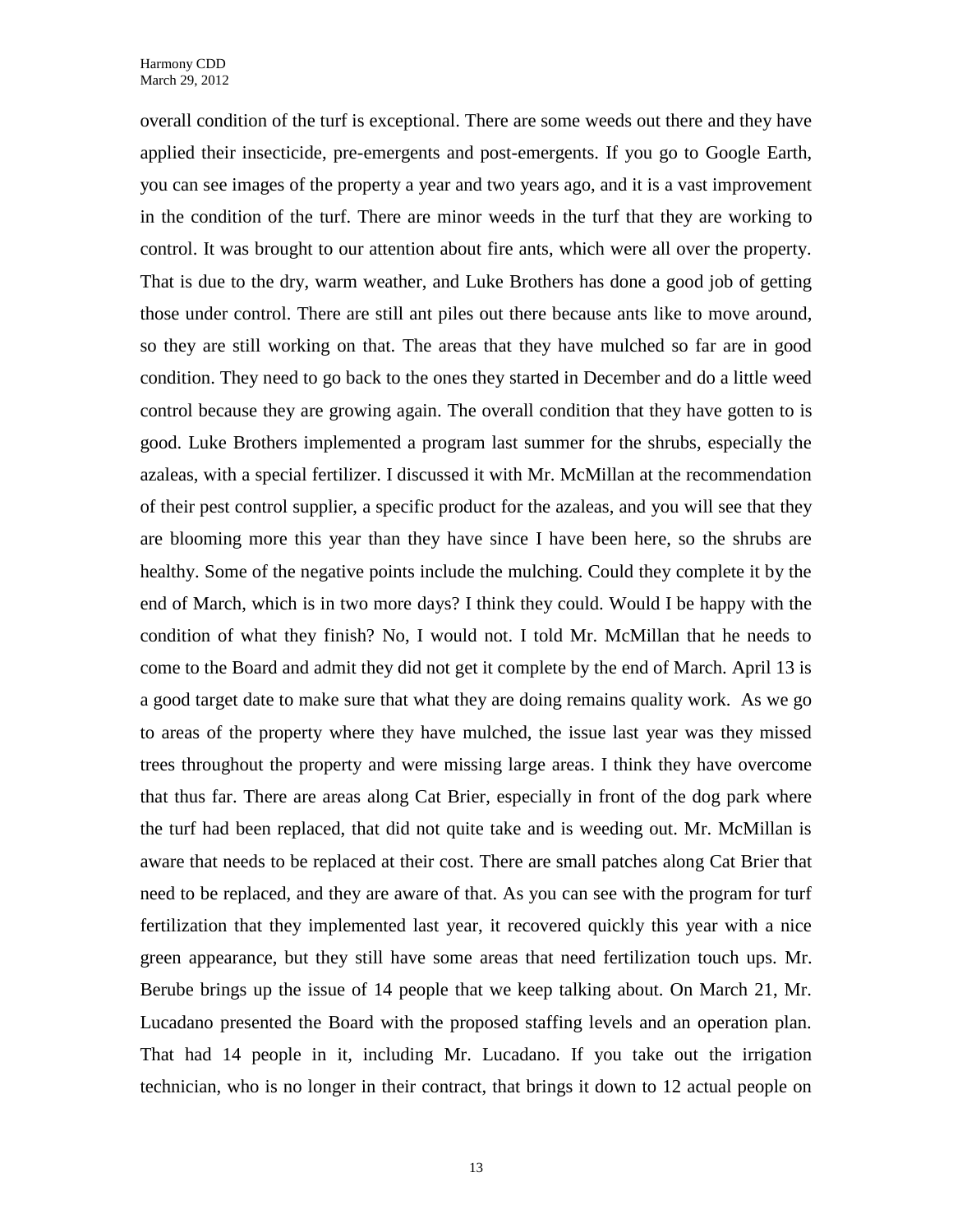overall condition of the turf is exceptional. There are some weeds out there and they have applied their insecticide, pre-emergents and post-emergents. If you go to Google Earth, you can see images of the property a year and two years ago, and it is a vast improvement in the condition of the turf. There are minor weeds in the turf that they are working to control. It was brought to our attention about fire ants, which were all over the property. That is due to the dry, warm weather, and Luke Brothers has done a good job of getting those under control. There are still ant piles out there because ants like to move around, so they are still working on that. The areas that they have mulched so far are in good condition. They need to go back to the ones they started in December and do a little weed control because they are growing again. The overall condition that they have gotten to is good. Luke Brothers implemented a program last summer for the shrubs, especially the azaleas, with a special fertilizer. I discussed it with Mr. McMillan at the recommendation of their pest control supplier, a specific product for the azaleas, and you will see that they are blooming more this year than they have since I have been here, so the shrubs are healthy. Some of the negative points include the mulching. Could they complete it by the end of March, which is in two more days? I think they could. Would I be happy with the condition of what they finish? No, I would not. I told Mr. McMillan that he needs to come to the Board and admit they did not get it complete by the end of March. April 13 is a good target date to make sure that what they are doing remains quality work. As we go to areas of the property where they have mulched, the issue last year was they missed trees throughout the property and were missing large areas. I think they have overcome that thus far. There are areas along Cat Brier, especially in front of the dog park where the turf had been replaced, that did not quite take and is weeding out. Mr. McMillan is aware that needs to be replaced at their cost. There are small patches along Cat Brier that need to be replaced, and they are aware of that. As you can see with the program for turf fertilization that they implemented last year, it recovered quickly this year with a nice green appearance, but they still have some areas that need fertilization touch ups. Mr. Berube brings up the issue of 14 people that we keep talking about. On March 21, Mr. Lucadano presented the Board with the proposed staffing levels and an operation plan. That had 14 people in it, including Mr. Lucadano. If you take out the irrigation technician, who is no longer in their contract, that brings it down to 12 actual people on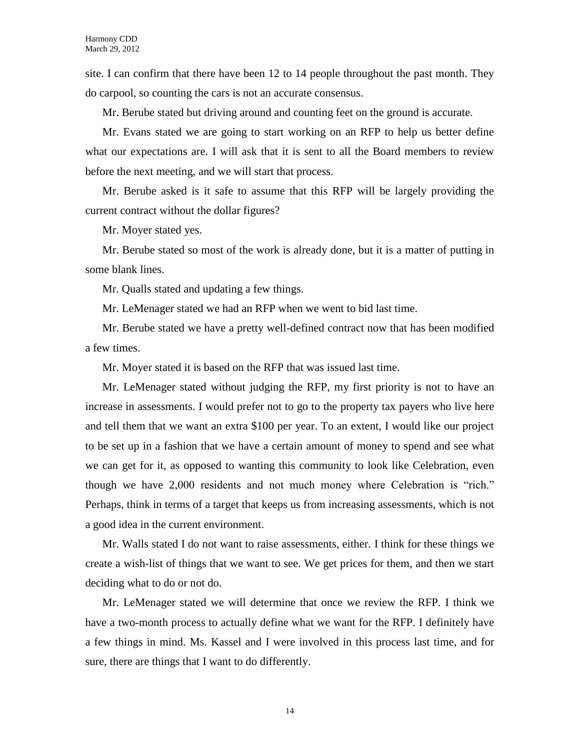site. I can confirm that there have been 12 to 14 people throughout the past month. They do carpool, so counting the cars is not an accurate consensus.

Mr. Berube stated but driving around and counting feet on the ground is accurate.

Mr. Evans stated we are going to start working on an RFP to help us better define what our expectations are. I will ask that it is sent to all the Board members to review before the next meeting, and we will start that process.

Mr. Berube asked is it safe to assume that this RFP will be largely providing the current contract without the dollar figures?

Mr. Moyer stated yes.

Mr. Berube stated so most of the work is already done, but it is a matter of putting in some blank lines.

Mr. Qualls stated and updating a few things.

Mr. LeMenager stated we had an RFP when we went to bid last time.

Mr. Berube stated we have a pretty well-defined contract now that has been modified a few times.

Mr. Moyer stated it is based on the RFP that was issued last time.

Mr. LeMenager stated without judging the RFP, my first priority is not to have an increase in assessments. I would prefer not to go to the property tax payers who live here and tell them that we want an extra $100 per year. To an extent, I would like our project to be set up in a fashion that we have a certain amount of money to spend and see what we can get for it, as opposed to wanting this community to look like Celebration, even though we have 2,000 residents and not much money where Celebration is "rich." Perhaps, think in terms of a target that keeps us from increasing assessments, which is not a good idea in the current environment.

Mr. Walls stated I do not want to raise assessments, either. I think for these things we create a wish-list of things that we want to see. We get prices for them, and then we start deciding what to do or not do.

Mr. LeMenager stated we will determine that once we review the RFP. I think we have a two-month process to actually define what we want for the RFP. I definitely have a few things in mind. Ms. Kassel and I were involved in this process last time, and for sure, there are things that I want to do differently.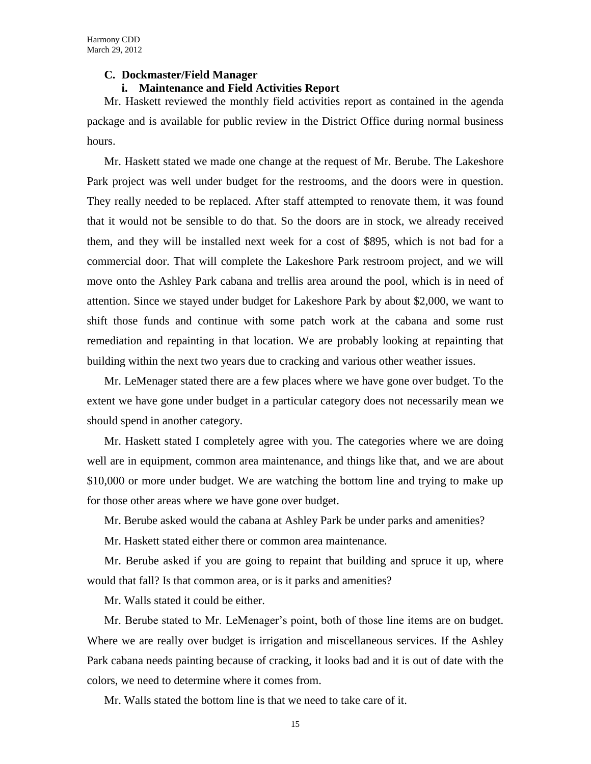### C. Dockmaster/Field Manager

#### i. Maintenance and Field Activities Report

Mr. Haskett reviewed the monthly field activities report as contained in the agenda package and is available for public review in the District Office during normal business hours.

Mr. Haskett stated we made one change at the request of Mr. Berube. The Lakeshore Park project was well under budget for the restrooms, and the doors were in question. They really needed to be replaced. After staff attempted to renovate them, it was found that it would not be sensible to do that. So the doors are in stock, we already received them, and they will be installed next week for a cost of $895, which is not bad for a commercial door. That will complete the Lakeshore Park restroom project, and we will move onto the Ashley Park cabana and trellis area around the pool, which is in need of attention. Since we stayed under budget for Lakeshore Park by about $2,000, we want to shift those funds and continue with some patch work at the cabana and some rust remediation and repainting in that location. We are probably looking at repainting that building within the next two years due to cracking and various other weather issues.

Mr. LeMenager stated there are a few places where we have gone over budget. To the extent we have gone under budget in a particular category does not necessarily mean we should spend in another category.

Mr. Haskett stated I completely agree with you. The categories where we are doing well are in equipment, common area maintenance, and things like that, and we are about $10,000 or more under budget. We are watching the bottom line and trying to make up for those other areas where we have gone over budget.

Mr. Berube asked would the cabana at Ashley Park be under parks and amenities?

Mr. Haskett stated either there or common area maintenance.

Mr. Berube asked if you are going to repaint that building and spruce it up, where would that fall? Is that common area, or is it parks and amenities?

Mr. Walls stated it could be either.

Mr. Berube stated to Mr. LeMenager's point, both of those line items are on budget. Where we are really over budget is irrigation and miscellaneous services. If the Ashley Park cabana needs painting because of cracking, it looks bad and it is out of date with the colors, we need to determine where it comes from.

Mr. Walls stated the bottom line is that we need to take care of it.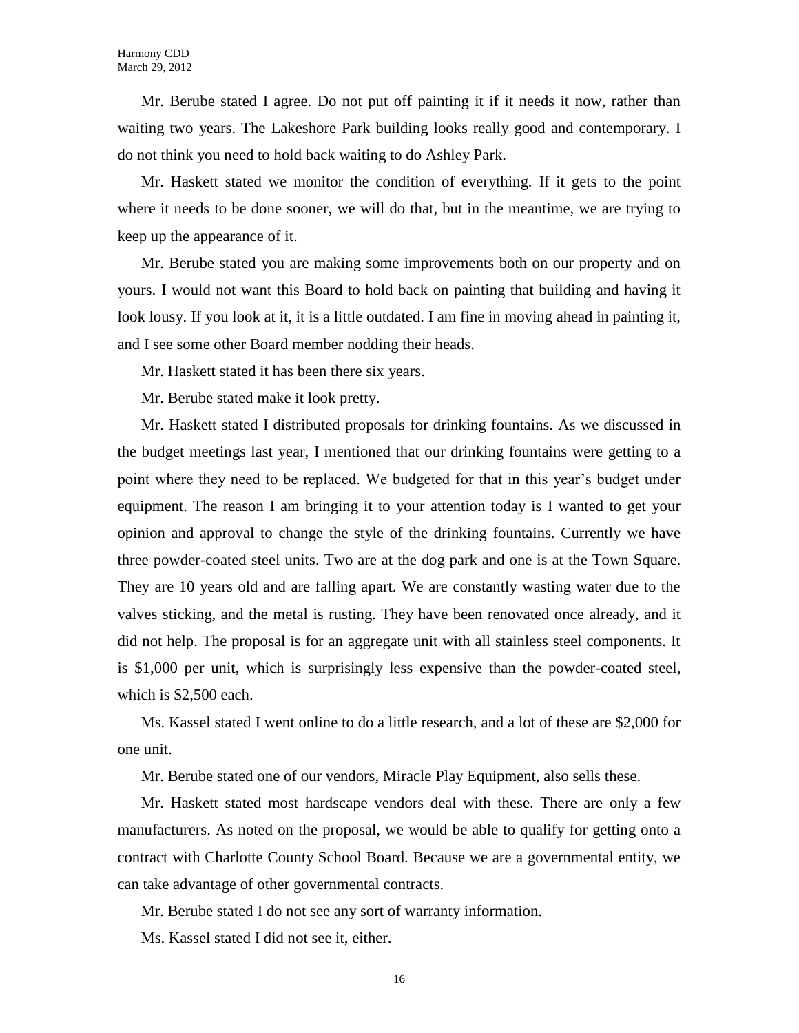Mr. Berube stated I agree. Do not put off painting it if it needs it now, rather than waiting two years. The Lakeshore Park building looks really good and contemporary. I do not think you need to hold back waiting to do Ashley Park.

Mr. Haskett stated we monitor the condition of everything. If it gets to the point where it needs to be done sooner, we will do that, but in the meantime, we are trying to keep up the appearance of it.

Mr. Berube stated you are making some improvements both on our property and on yours. I would not want this Board to hold back on painting that building and having it look lousy. If you look at it, it is a little outdated. I am fine in moving ahead in painting it, and I see some other Board member nodding their heads.

Mr. Haskett stated it has been there six years.

Mr. Berube stated make it look pretty.

Mr. Haskett stated I distributed proposals for drinking fountains. As we discussed in the budget meetings last year, I mentioned that our drinking fountains were getting to a point where they need to be replaced. We budgeted for that in this year's budget under equipment. The reason I am bringing it to your attention today is I wanted to get your opinion and approval to change the style of the drinking fountains. Currently we have three powder-coated steel units. Two are at the dog park and one is at the Town Square. They are 10 years old and are falling apart. We are constantly wasting water due to the valves sticking, and the metal is rusting. They have been renovated once already, and it did not help. The proposal is for an aggregate unit with all stainless steel components. It is $1,000 per unit, which is surprisingly less expensive than the powder-coated steel, which is $2,500 each.

Ms. Kassel stated I went online to do a little research, and a lot of these are $2,000 for one unit.

Mr. Berube stated one of our vendors, Miracle Play Equipment, also sells these.

Mr. Haskett stated most hardscape vendors deal with these. There are only a few manufacturers. As noted on the proposal, we would be able to qualify for getting onto a contract with Charlotte County School Board. Because we are a governmental entity, we can take advantage of other governmental contracts.

Mr. Berube stated I do not see any sort of warranty information.

Ms. Kassel stated I did not see it, either.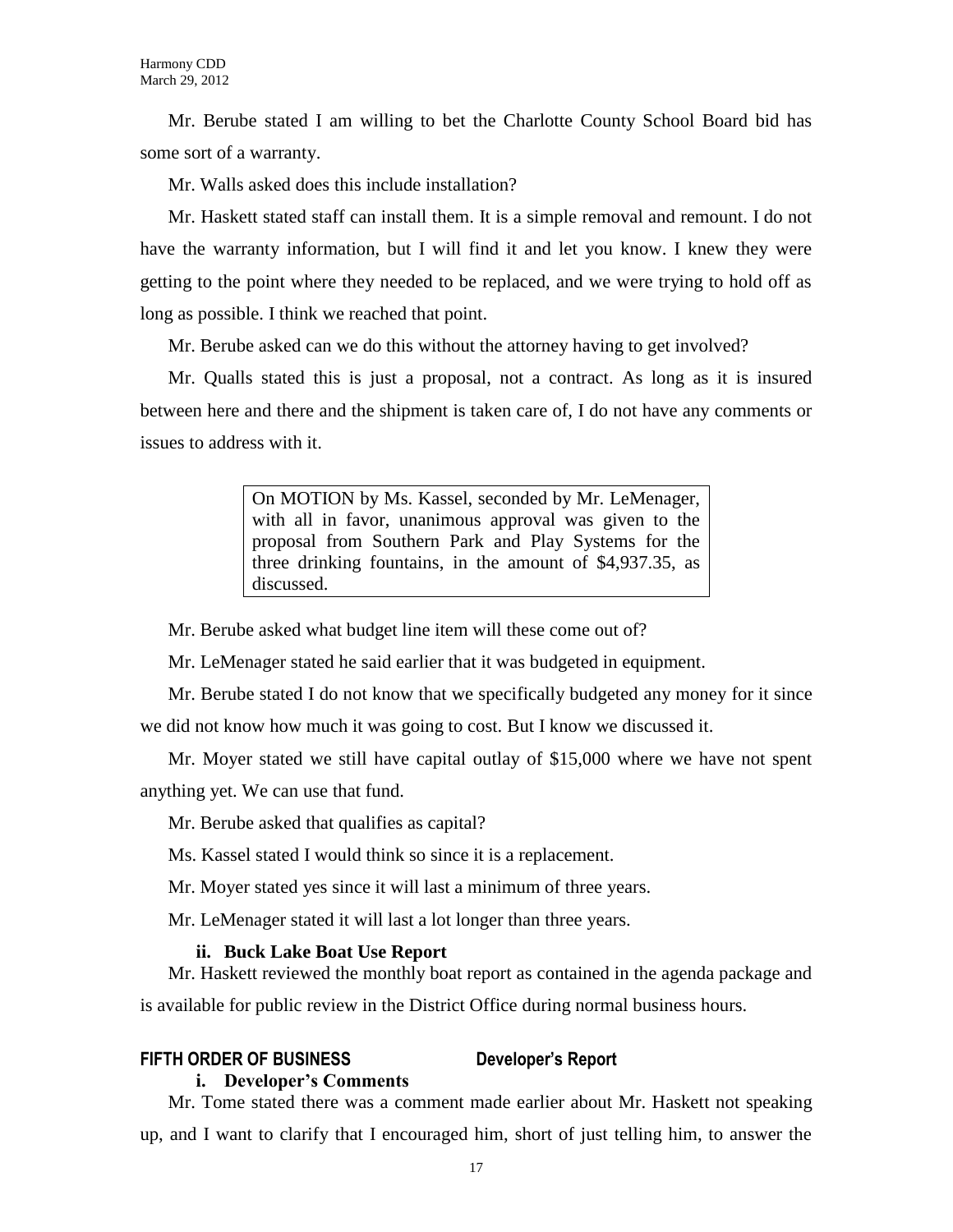Mr. Berube stated I am willing to bet the Charlotte County School Board bid has some sort of a warranty.

Mr. Walls asked does this include installation?

Mr. Haskett stated staff can install them. It is a simple removal and remount. I do not have the warranty information, but I will find it and let you know. I knew they were getting to the point where they needed to be replaced, and we were trying to hold off as long as possible. I think we reached that point.

Mr. Berube asked can we do this without the attorney having to get involved?

Mr. Qualls stated this is just a proposal, not a contract. As long as it is insured between here and there and the shipment is taken care of, I do not have any comments or issues to address with it.

> On MOTION by Ms. Kassel, seconded by Mr. LeMenager, with all in favor, unanimous approval was given to the proposal from Southern Park and Play Systems for the three drinking fountains, in the amount of $4,937.35, as discussed.

Mr. Berube asked what budget line item will these come out of?

Mr. LeMenager stated he said earlier that it was budgeted in equipment.

Mr. Berube stated I do not know that we specifically budgeted any money for it since we did not know how much it was going to cost. But I know we discussed it.

Mr. Moyer stated we still have capital outlay of $15,000 where we have not spent anything yet. We can use that fund.

Mr. Berube asked that qualifies as capital?

Ms. Kassel stated I would think so since it is a replacement.

Mr. Moyer stated yes since it will last a minimum of three years.

Mr. LeMenager stated it will last a lot longer than three years.

**ii. Buck Lake Boat Use Report**

Mr. Haskett reviewed the monthly boat report as contained in the agenda package and is available for public review in the District Office during normal business hours.

## FIFTH ORDER OF BUSINESS Developer's Report

**i. Developer's Comments**

Mr. Tome stated there was a comment made earlier about Mr. Haskett not speaking up, and I want to clarify that I encouraged him, short of just telling him, to answer the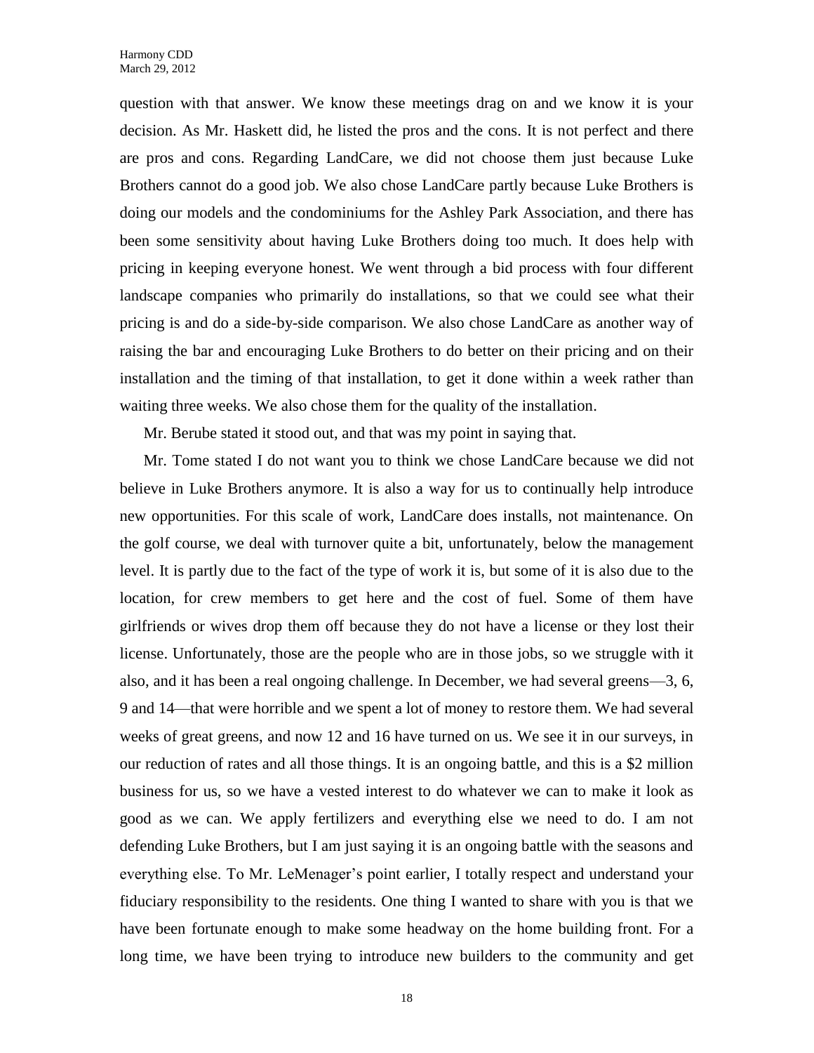question with that answer. We know these meetings drag on and we know it is your decision. As Mr. Haskett did, he listed the pros and the cons. It is not perfect and there are pros and cons. Regarding LandCare, we did not choose them just because Luke Brothers cannot do a good job. We also chose LandCare partly because Luke Brothers is doing our models and the condominiums for the Ashley Park Association, and there has been some sensitivity about having Luke Brothers doing too much. It does help with pricing in keeping everyone honest. We went through a bid process with four different landscape companies who primarily do installations, so that we could see what their pricing is and do a side-by-side comparison. We also chose LandCare as another way of raising the bar and encouraging Luke Brothers to do better on their pricing and on their installation and the timing of that installation, to get it done within a week rather than waiting three weeks. We also chose them for the quality of the installation.

Mr. Berube stated it stood out, and that was my point in saying that.

Mr. Tome stated I do not want you to think we chose LandCare because we did not believe in Luke Brothers anymore. It is also a way for us to continually help introduce new opportunities. For this scale of work, LandCare does installs, not maintenance. On the golf course, we deal with turnover quite a bit, unfortunately, below the management level. It is partly due to the fact of the type of work it is, but some of it is also due to the location, for crew members to get here and the cost of fuel. Some of them have girlfriends or wives drop them off because they do not have a license or they lost their license. Unfortunately, those are the people who are in those jobs, so we struggle with it also, and it has been a real ongoing challenge. In December, we had several greens—3, 6, 9 and 14—that were horrible and we spent a lot of money to restore them. We had several weeks of great greens, and now 12 and 16 have turned on us. We see it in our surveys, in our reduction of rates and all those things. It is an ongoing battle, and this is a $2 million business for us, so we have a vested interest to do whatever we can to make it look as good as we can. We apply fertilizers and everything else we need to do. I am not defending Luke Brothers, but I am just saying it is an ongoing battle with the seasons and everything else. To Mr. LeMenager's point earlier, I totally respect and understand your fiduciary responsibility to the residents. One thing I wanted to share with you is that we have been fortunate enough to make some headway on the home building front. For a long time, we have been trying to introduce new builders to the community and get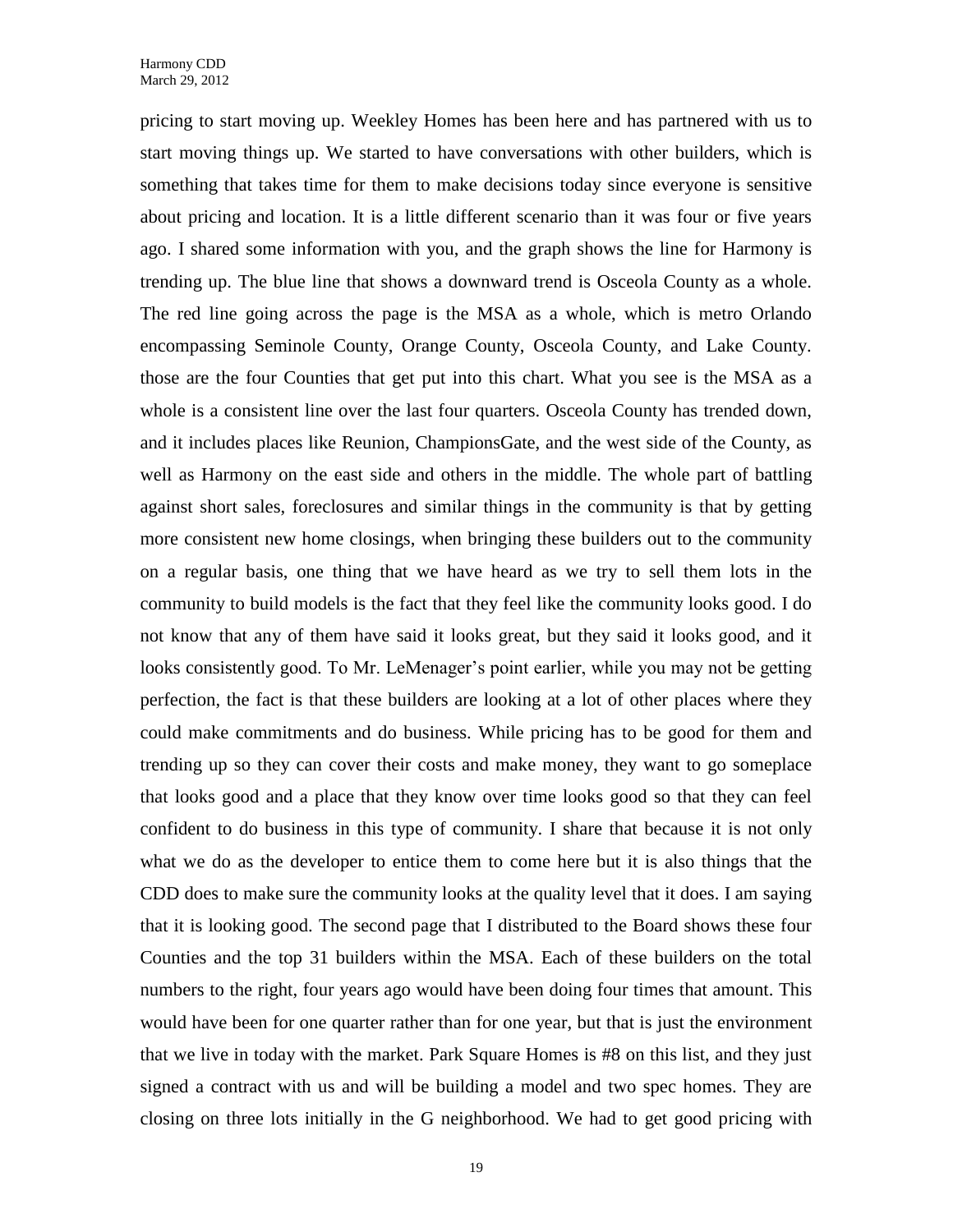pricing to start moving up. Weekley Homes has been here and has partnered with us to start moving things up. We started to have conversations with other builders, which is something that takes time for them to make decisions today since everyone is sensitive about pricing and location. It is a little different scenario than it was four or five years ago. I shared some information with you, and the graph shows the line for Harmony is trending up. The blue line that shows a downward trend is Osceola County as a whole. The red line going across the page is the MSA as a whole, which is metro Orlando encompassing Seminole County, Orange County, Osceola County, and Lake County. those are the four Counties that get put into this chart. What you see is the MSA as a whole is a consistent line over the last four quarters. Osceola County has trended down, and it includes places like Reunion, ChampionsGate, and the west side of the County, as well as Harmony on the east side and others in the middle. The whole part of battling against short sales, foreclosures and similar things in the community is that by getting more consistent new home closings, when bringing these builders out to the community on a regular basis, one thing that we have heard as we try to sell them lots in the community to build models is the fact that they feel like the community looks good. I do not know that any of them have said it looks great, but they said it looks good, and it looks consistently good. To Mr. LeMenager's point earlier, while you may not be getting perfection, the fact is that these builders are looking at a lot of other places where they could make commitments and do business. While pricing has to be good for them and trending up so they can cover their costs and make money, they want to go someplace that looks good and a place that they know over time looks good so that they can feel confident to do business in this type of community. I share that because it is not only what we do as the developer to entice them to come here but it is also things that the CDD does to make sure the community looks at the quality level that it does. I am saying that it is looking good. The second page that I distributed to the Board shows these four Counties and the top 31 builders within the MSA. Each of these builders on the total numbers to the right, four years ago would have been doing four times that amount. This would have been for one quarter rather than for one year, but that is just the environment that we live in today with the market. Park Square Homes is #8 on this list, and they just signed a contract with us and will be building a model and two spec homes. They are closing on three lots initially in the G neighborhood. We had to get good pricing with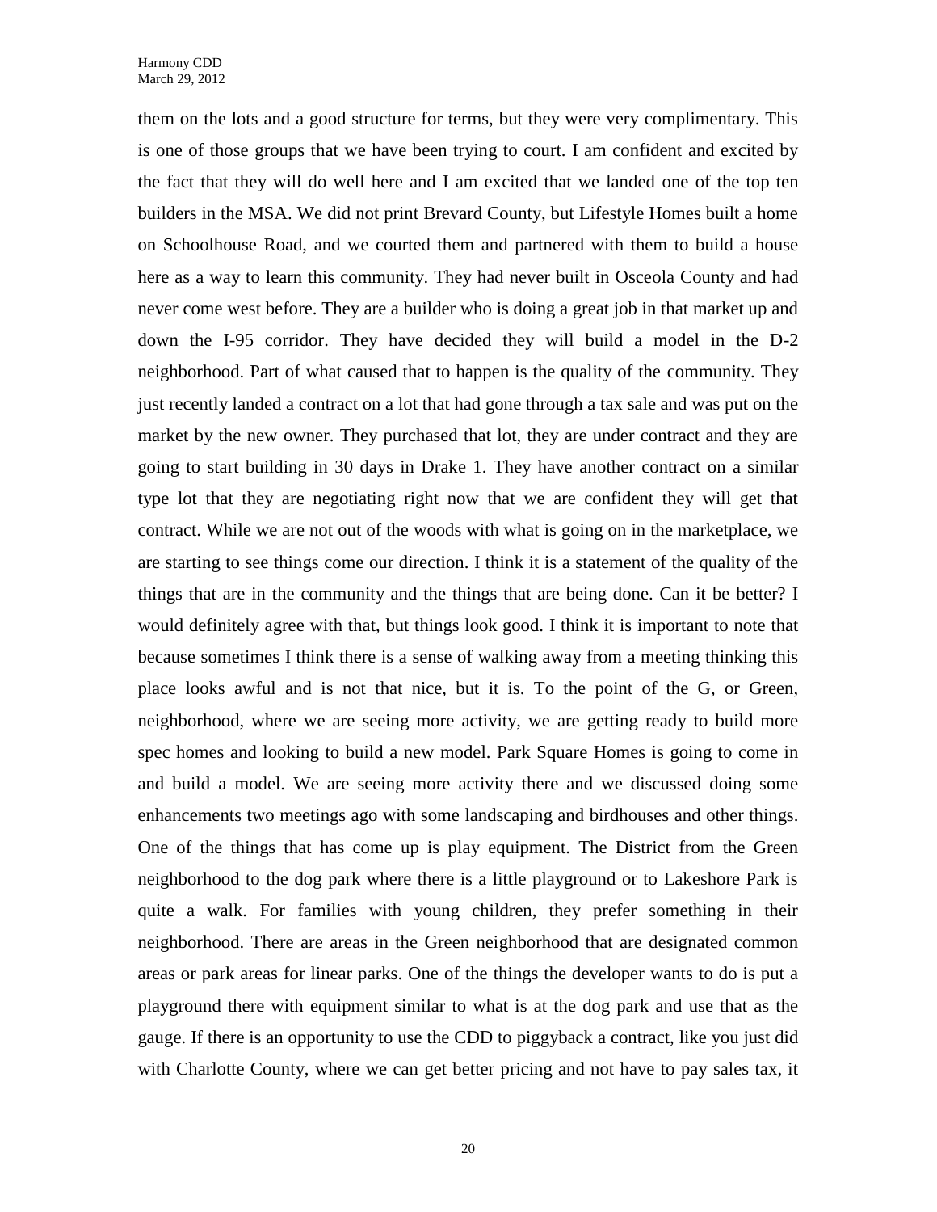them on the lots and a good structure for terms, but they were very complimentary. This is one of those groups that we have been trying to court. I am confident and excited by the fact that they will do well here and I am excited that we landed one of the top ten builders in the MSA. We did not print Brevard County, but Lifestyle Homes built a home on Schoolhouse Road, and we courted them and partnered with them to build a house here as a way to learn this community. They had never built in Osceola County and had never come west before. They are a builder who is doing a great job in that market up and down the I-95 corridor. They have decided they will build a model in the D-2 neighborhood. Part of what caused that to happen is the quality of the community. They just recently landed a contract on a lot that had gone through a tax sale and was put on the market by the new owner. They purchased that lot, they are under contract and they are going to start building in 30 days in Drake 1. They have another contract on a similar type lot that they are negotiating right now that we are confident they will get that contract. While we are not out of the woods with what is going on in the marketplace, we are starting to see things come our direction. I think it is a statement of the quality of the things that are in the community and the things that are being done. Can it be better? I would definitely agree with that, but things look good. I think it is important to note that because sometimes I think there is a sense of walking away from a meeting thinking this place looks awful and is not that nice, but it is. To the point of the G, or Green, neighborhood, where we are seeing more activity, we are getting ready to build more spec homes and looking to build a new model. Park Square Homes is going to come in and build a model. We are seeing more activity there and we discussed doing some enhancements two meetings ago with some landscaping and birdhouses and other things. One of the things that has come up is play equipment. The District from the Green neighborhood to the dog park where there is a little playground or to Lakeshore Park is quite a walk. For families with young children, they prefer something in their neighborhood. There are areas in the Green neighborhood that are designated common areas or park areas for linear parks. One of the things the developer wants to do is put a playground there with equipment similar to what is at the dog park and use that as the gauge. If there is an opportunity to use the CDD to piggyback a contract, like you just did with Charlotte County, where we can get better pricing and not have to pay sales tax, it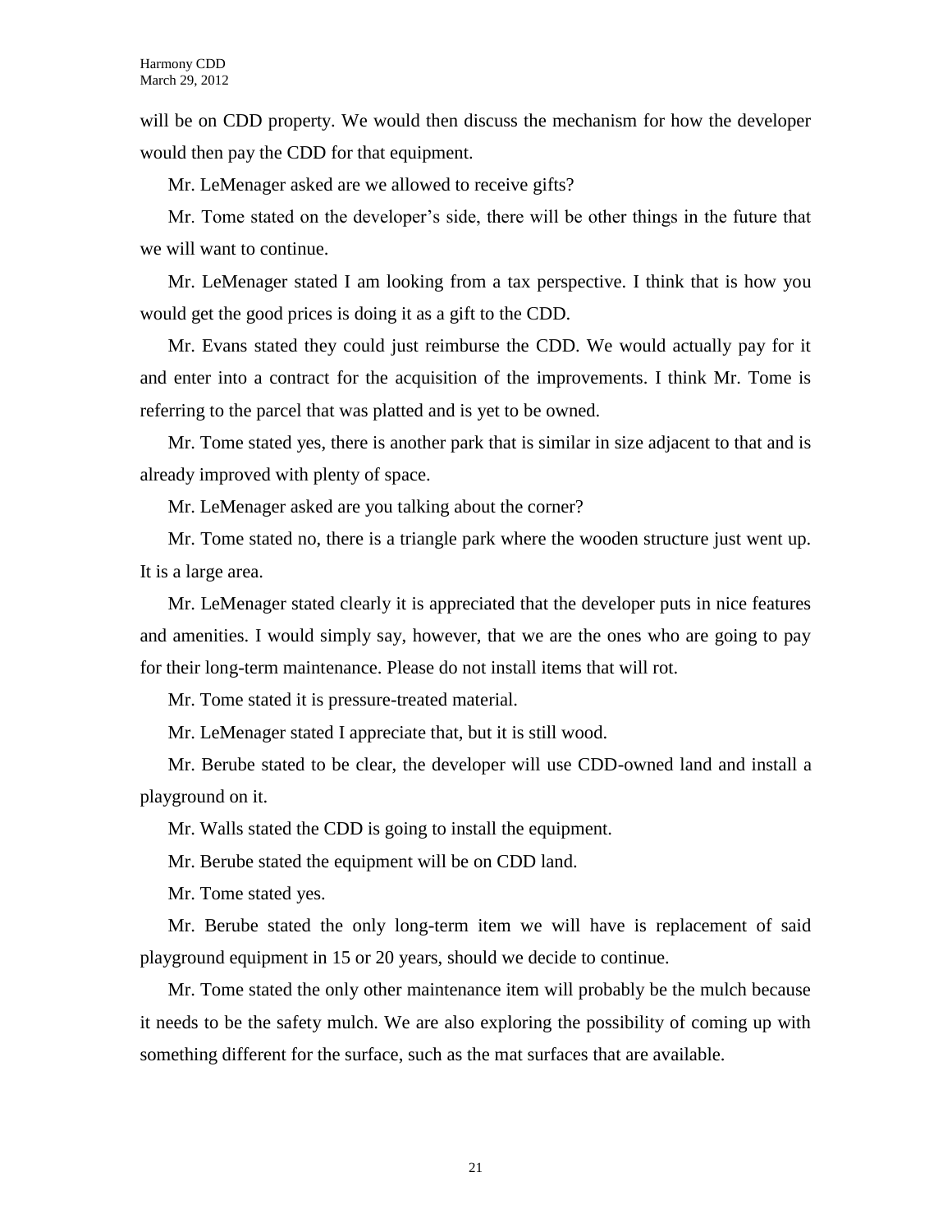will be on CDD property. We would then discuss the mechanism for how the developer would then pay the CDD for that equipment.

Mr. LeMenager asked are we allowed to receive gifts?

Mr. Tome stated on the developer's side, there will be other things in the future that we will want to continue.

Mr. LeMenager stated I am looking from a tax perspective. I think that is how you would get the good prices is doing it as a gift to the CDD.

Mr. Evans stated they could just reimburse the CDD. We would actually pay for it and enter into a contract for the acquisition of the improvements. I think Mr. Tome is referring to the parcel that was platted and is yet to be owned.

Mr. Tome stated yes, there is another park that is similar in size adjacent to that and is already improved with plenty of space.

Mr. LeMenager asked are you talking about the corner?

Mr. Tome stated no, there is a triangle park where the wooden structure just went up. It is a large area.

Mr. LeMenager stated clearly it is appreciated that the developer puts in nice features and amenities. I would simply say, however, that we are the ones who are going to pay for their long-term maintenance. Please do not install items that will rot.

Mr. Tome stated it is pressure-treated material.

Mr. LeMenager stated I appreciate that, but it is still wood.

Mr. Berube stated to be clear, the developer will use CDD-owned land and install a playground on it.

Mr. Walls stated the CDD is going to install the equipment.

Mr. Berube stated the equipment will be on CDD land.

Mr. Tome stated yes.

Mr. Berube stated the only long-term item we will have is replacement of said playground equipment in 15 or 20 years, should we decide to continue.

Mr. Tome stated the only other maintenance item will probably be the mulch because it needs to be the safety mulch. We are also exploring the possibility of coming up with something different for the surface, such as the mat surfaces that are available.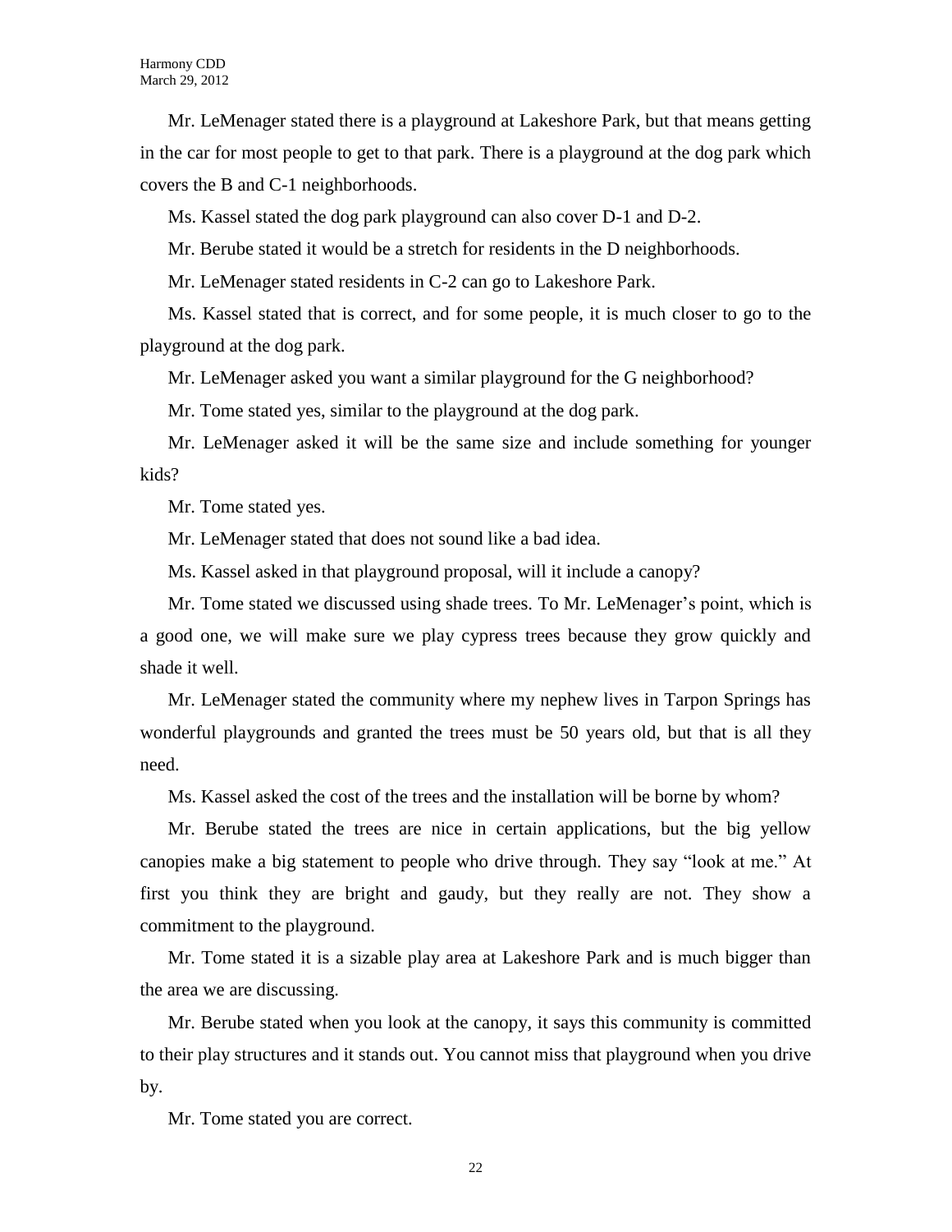Mr. LeMenager stated there is a playground at Lakeshore Park, but that means getting in the car for most people to get to that park. There is a playground at the dog park which covers the B and C-1 neighborhoods.

Ms. Kassel stated the dog park playground can also cover D-1 and D-2.

Mr. Berube stated it would be a stretch for residents in the D neighborhoods.

Mr. LeMenager stated residents in C-2 can go to Lakeshore Park.

Ms. Kassel stated that is correct, and for some people, it is much closer to go to the playground at the dog park.

Mr. LeMenager asked you want a similar playground for the G neighborhood?

Mr. Tome stated yes, similar to the playground at the dog park.

Mr. LeMenager asked it will be the same size and include something for younger kids?

Mr. Tome stated yes.

Mr. LeMenager stated that does not sound like a bad idea.

Ms. Kassel asked in that playground proposal, will it include a canopy?

Mr. Tome stated we discussed using shade trees. To Mr. LeMenager's point, which is a good one, we will make sure we play cypress trees because they grow quickly and shade it well.

Mr. LeMenager stated the community where my nephew lives in Tarpon Springs has wonderful playgrounds and granted the trees must be 50 years old, but that is all they need.

Ms. Kassel asked the cost of the trees and the installation will be borne by whom?

Mr. Berube stated the trees are nice in certain applications, but the big yellow canopies make a big statement to people who drive through. They say "look at me." At first you think they are bright and gaudy, but they really are not. They show a commitment to the playground.

Mr. Tome stated it is a sizable play area at Lakeshore Park and is much bigger than the area we are discussing.

Mr. Berube stated when you look at the canopy, it says this community is committed to their play structures and it stands out. You cannot miss that playground when you drive by.

Mr. Tome stated you are correct.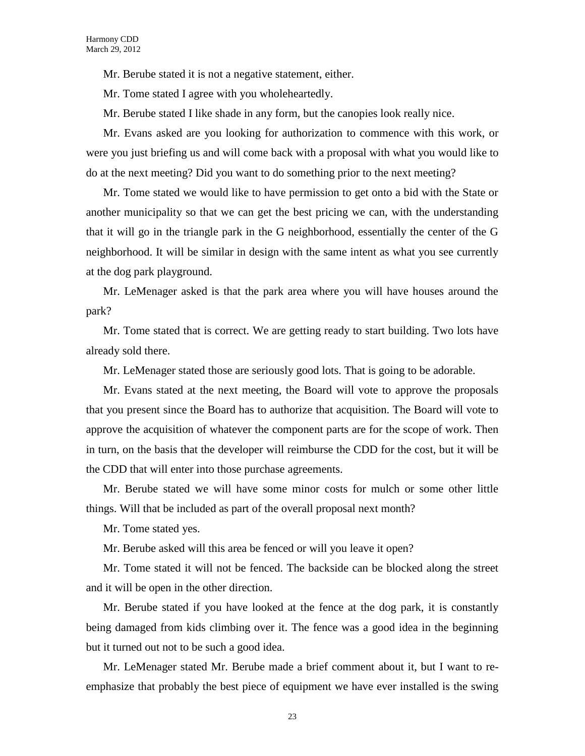Mr. Berube stated it is not a negative statement, either.

Mr. Tome stated I agree with you wholeheartedly.

Mr. Berube stated I like shade in any form, but the canopies look really nice.

Mr. Evans asked are you looking for authorization to commence with this work, or were you just briefing us and will come back with a proposal with what you would like to do at the next meeting? Did you want to do something prior to the next meeting?

Mr. Tome stated we would like to have permission to get onto a bid with the State or another municipality so that we can get the best pricing we can, with the understanding that it will go in the triangle park in the G neighborhood, essentially the center of the G neighborhood. It will be similar in design with the same intent as what you see currently at the dog park playground.

Mr. LeMenager asked is that the park area where you will have houses around the park?

Mr. Tome stated that is correct. We are getting ready to start building. Two lots have already sold there.

Mr. LeMenager stated those are seriously good lots. That is going to be adorable.

Mr. Evans stated at the next meeting, the Board will vote to approve the proposals that you present since the Board has to authorize that acquisition. The Board will vote to approve the acquisition of whatever the component parts are for the scope of work. Then in turn, on the basis that the developer will reimburse the CDD for the cost, but it will be the CDD that will enter into those purchase agreements.

Mr. Berube stated we will have some minor costs for mulch or some other little things. Will that be included as part of the overall proposal next month?

Mr. Tome stated yes.

Mr. Berube asked will this area be fenced or will you leave it open?

Mr. Tome stated it will not be fenced. The backside can be blocked along the street and it will be open in the other direction.

Mr. Berube stated if you have looked at the fence at the dog park, it is constantly being damaged from kids climbing over it. The fence was a good idea in the beginning but it turned out not to be such a good idea.

Mr. LeMenager stated Mr. Berube made a brief comment about it, but I want to re-emphasize that probably the best piece of equipment we have ever installed is the swing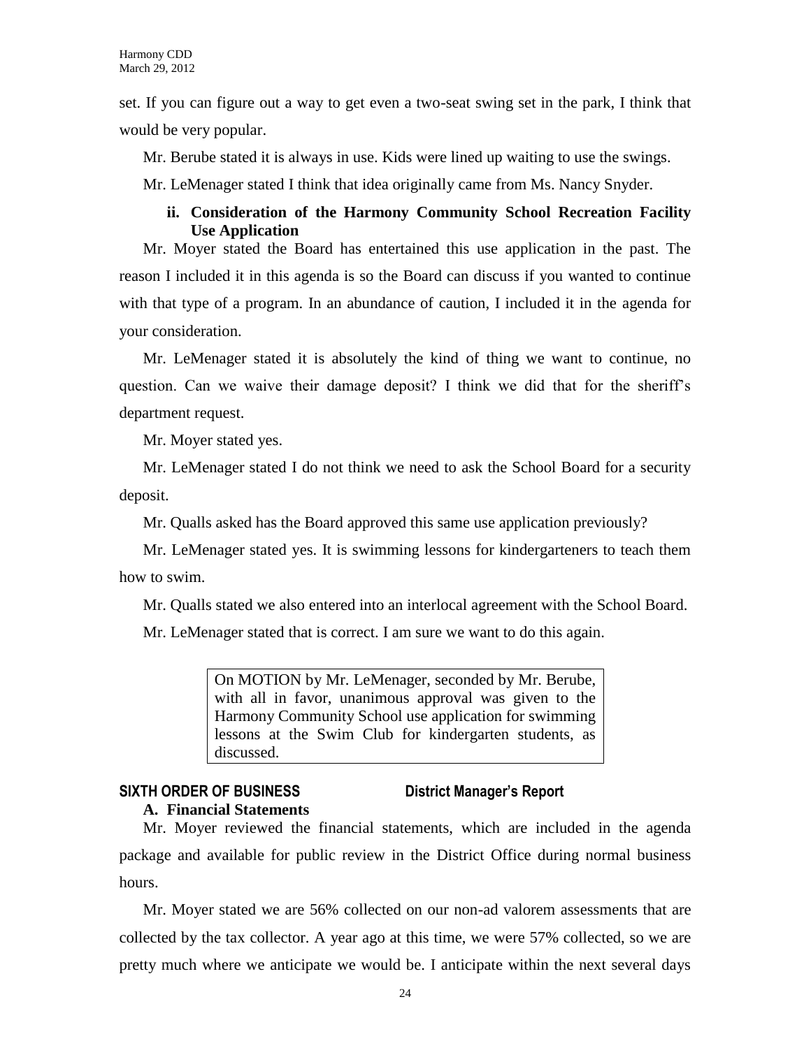set. If you can figure out a way to get even a two-seat swing set in the park, I think that would be very popular.

Mr. Berube stated it is always in use. Kids were lined up waiting to use the swings.

Mr. LeMenager stated I think that idea originally came from Ms. Nancy Snyder.

**ii. Consideration of the Harmony Community School Recreation Facility Use Application**

Mr. Moyer stated the Board has entertained this use application in the past. The reason I included it in this agenda is so the Board can discuss if you wanted to continue with that type of a program. In an abundance of caution, I included it in the agenda for your consideration.

Mr. LeMenager stated it is absolutely the kind of thing we want to continue, no question. Can we waive their damage deposit? I think we did that for the sheriff's department request.

Mr. Moyer stated yes.

Mr. LeMenager stated I do not think we need to ask the School Board for a security deposit.

Mr. Qualls asked has the Board approved this same use application previously?

Mr. LeMenager stated yes. It is swimming lessons for kindergarteners to teach them how to swim.

Mr. Qualls stated we also entered into an interlocal agreement with the School Board.

Mr. LeMenager stated that is correct. I am sure we want to do this again.

> On MOTION by Mr. LeMenager, seconded by Mr. Berube, with all in favor, unanimous approval was given to the Harmony Community School use application for swimming lessons at the Swim Club for kindergarten students, as discussed.

**SIXTH ORDER OF BUSINESS — District Manager's Report**

**A. Financial Statements**

Mr. Moyer reviewed the financial statements, which are included in the agenda package and available for public review in the District Office during normal business hours.

Mr. Moyer stated we are 56% collected on our non-ad valorem assessments that are collected by the tax collector. A year ago at this time, we were 57% collected, so we are pretty much where we anticipate we would be. I anticipate within the next several days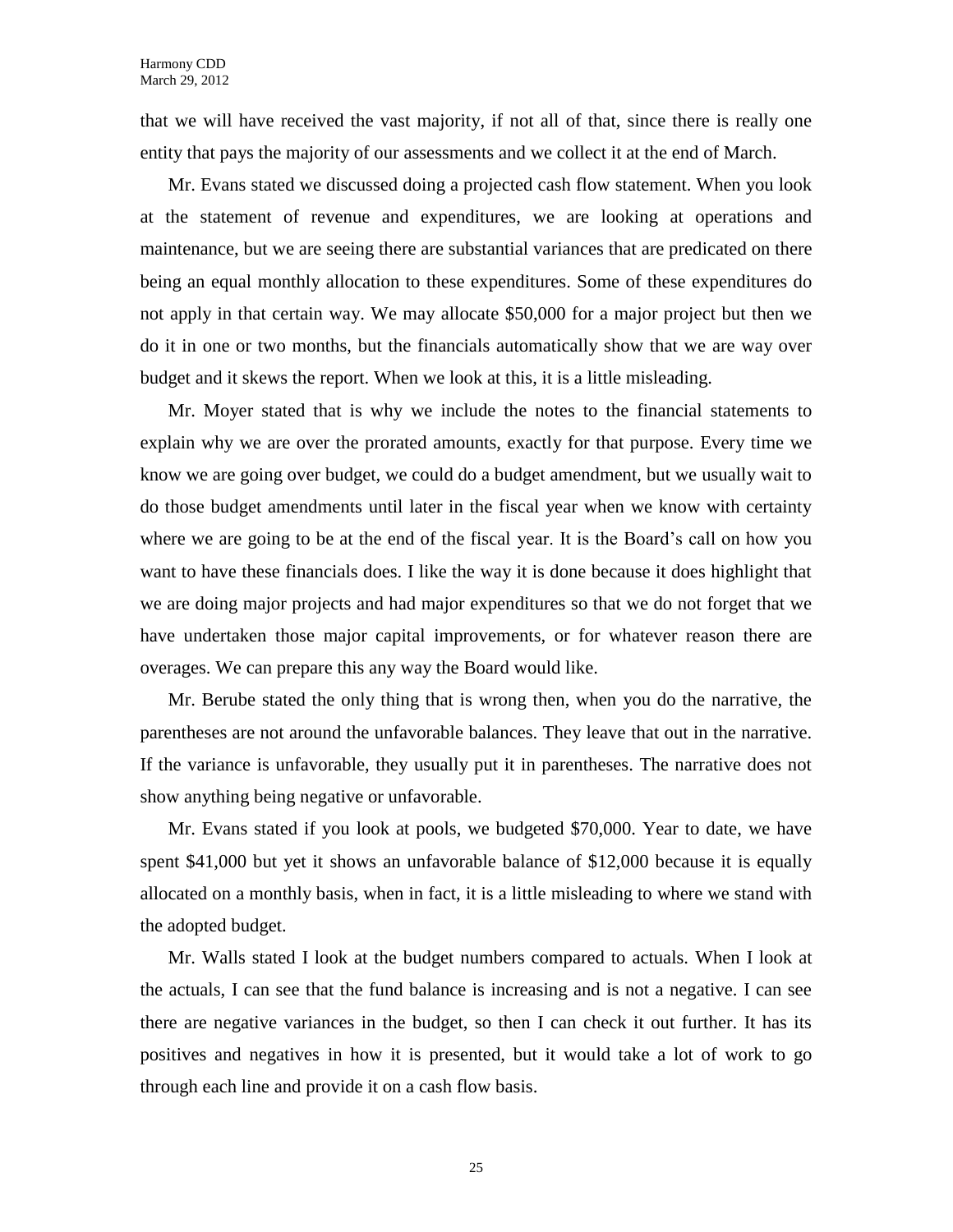that we will have received the vast majority, if not all of that, since there is really one entity that pays the majority of our assessments and we collect it at the end of March.

Mr. Evans stated we discussed doing a projected cash flow statement. When you look at the statement of revenue and expenditures, we are looking at operations and maintenance, but we are seeing there are substantial variances that are predicated on there being an equal monthly allocation to these expenditures. Some of these expenditures do not apply in that certain way. We may allocate $50,000 for a major project but then we do it in one or two months, but the financials automatically show that we are way over budget and it skews the report. When we look at this, it is a little misleading.

Mr. Moyer stated that is why we include the notes to the financial statements to explain why we are over the prorated amounts, exactly for that purpose. Every time we know we are going over budget, we could do a budget amendment, but we usually wait to do those budget amendments until later in the fiscal year when we know with certainty where we are going to be at the end of the fiscal year. It is the Board's call on how you want to have these financials does. I like the way it is done because it does highlight that we are doing major projects and had major expenditures so that we do not forget that we have undertaken those major capital improvements, or for whatever reason there are overages. We can prepare this any way the Board would like.

Mr. Berube stated the only thing that is wrong then, when you do the narrative, the parentheses are not around the unfavorable balances. They leave that out in the narrative. If the variance is unfavorable, they usually put it in parentheses. The narrative does not show anything being negative or unfavorable.

Mr. Evans stated if you look at pools, we budgeted $70,000. Year to date, we have spent $41,000 but yet it shows an unfavorable balance of $12,000 because it is equally allocated on a monthly basis, when in fact, it is a little misleading to where we stand with the adopted budget.

Mr. Walls stated I look at the budget numbers compared to actuals. When I look at the actuals, I can see that the fund balance is increasing and is not a negative. I can see there are negative variances in the budget, so then I can check it out further. It has its positives and negatives in how it is presented, but it would take a lot of work to go through each line and provide it on a cash flow basis.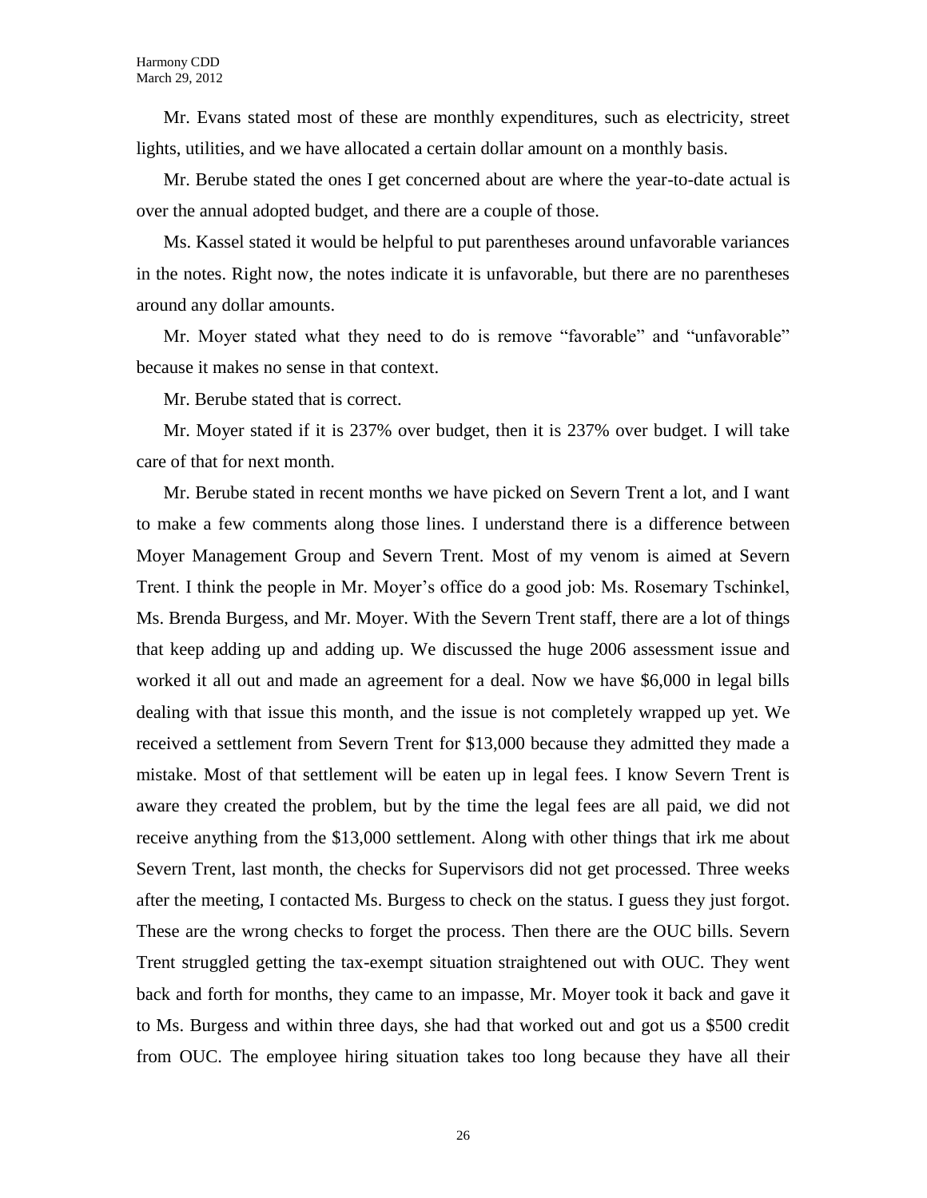Mr. Evans stated most of these are monthly expenditures, such as electricity, street lights, utilities, and we have allocated a certain dollar amount on a monthly basis.

Mr. Berube stated the ones I get concerned about are where the year-to-date actual is over the annual adopted budget, and there are a couple of those.

Ms. Kassel stated it would be helpful to put parentheses around unfavorable variances in the notes. Right now, the notes indicate it is unfavorable, but there are no parentheses around any dollar amounts.

Mr. Moyer stated what they need to do is remove "favorable" and "unfavorable" because it makes no sense in that context.

Mr. Berube stated that is correct.

Mr. Moyer stated if it is 237% over budget, then it is 237% over budget. I will take care of that for next month.

Mr. Berube stated in recent months we have picked on Severn Trent a lot, and I want to make a few comments along those lines. I understand there is a difference between Moyer Management Group and Severn Trent. Most of my venom is aimed at Severn Trent. I think the people in Mr. Moyer's office do a good job: Ms. Rosemary Tschinkel, Ms. Brenda Burgess, and Mr. Moyer. With the Severn Trent staff, there are a lot of things that keep adding up and adding up. We discussed the huge 2006 assessment issue and worked it all out and made an agreement for a deal. Now we have $6,000 in legal bills dealing with that issue this month, and the issue is not completely wrapped up yet. We received a settlement from Severn Trent for $13,000 because they admitted they made a mistake. Most of that settlement will be eaten up in legal fees. I know Severn Trent is aware they created the problem, but by the time the legal fees are all paid, we did not receive anything from the $13,000 settlement. Along with other things that irk me about Severn Trent, last month, the checks for Supervisors did not get processed. Three weeks after the meeting, I contacted Ms. Burgess to check on the status. I guess they just forgot. These are the wrong checks to forget the process. Then there are the OUC bills. Severn Trent struggled getting the tax-exempt situation straightened out with OUC. They went back and forth for months, they came to an impasse, Mr. Moyer took it back and gave it to Ms. Burgess and within three days, she had that worked out and got us a $500 credit from OUC. The employee hiring situation takes too long because they have all their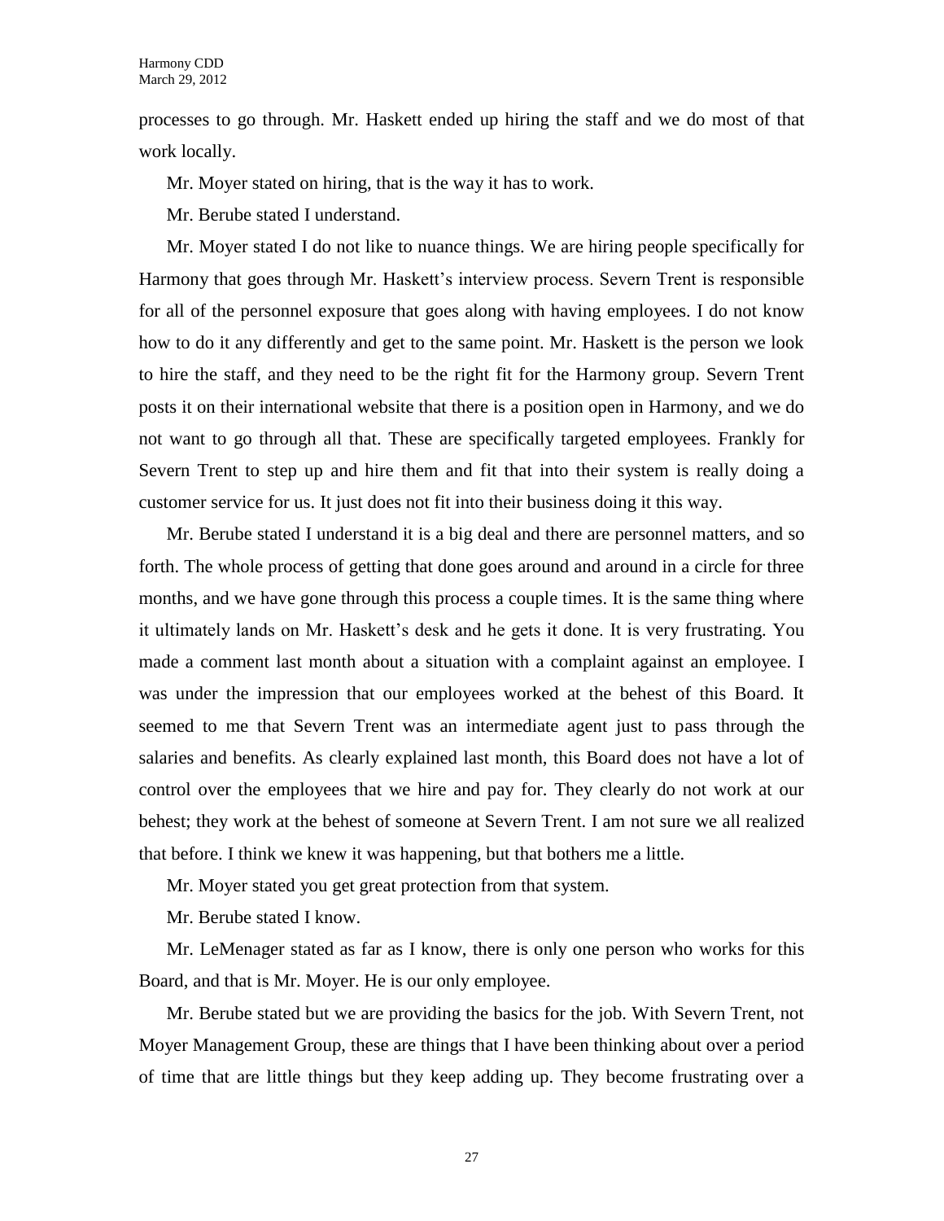processes to go through. Mr. Haskett ended up hiring the staff and we do most of that work locally.

Mr. Moyer stated on hiring, that is the way it has to work.

Mr. Berube stated I understand.

Mr. Moyer stated I do not like to nuance things. We are hiring people specifically for Harmony that goes through Mr. Haskett's interview process. Severn Trent is responsible for all of the personnel exposure that goes along with having employees. I do not know how to do it any differently and get to the same point. Mr. Haskett is the person we look to hire the staff, and they need to be the right fit for the Harmony group. Severn Trent posts it on their international website that there is a position open in Harmony, and we do not want to go through all that. These are specifically targeted employees. Frankly for Severn Trent to step up and hire them and fit that into their system is really doing a customer service for us. It just does not fit into their business doing it this way.

Mr. Berube stated I understand it is a big deal and there are personnel matters, and so forth. The whole process of getting that done goes around and around in a circle for three months, and we have gone through this process a couple times. It is the same thing where it ultimately lands on Mr. Haskett's desk and he gets it done. It is very frustrating. You made a comment last month about a situation with a complaint against an employee. I was under the impression that our employees worked at the behest of this Board. It seemed to me that Severn Trent was an intermediate agent just to pass through the salaries and benefits. As clearly explained last month, this Board does not have a lot of control over the employees that we hire and pay for. They clearly do not work at our behest; they work at the behest of someone at Severn Trent. I am not sure we all realized that before. I think we knew it was happening, but that bothers me a little.

Mr. Moyer stated you get great protection from that system.

Mr. Berube stated I know.

Mr. LeMenager stated as far as I know, there is only one person who works for this Board, and that is Mr. Moyer. He is our only employee.

Mr. Berube stated but we are providing the basics for the job. With Severn Trent, not Moyer Management Group, these are things that I have been thinking about over a period of time that are little things but they keep adding up. They become frustrating over a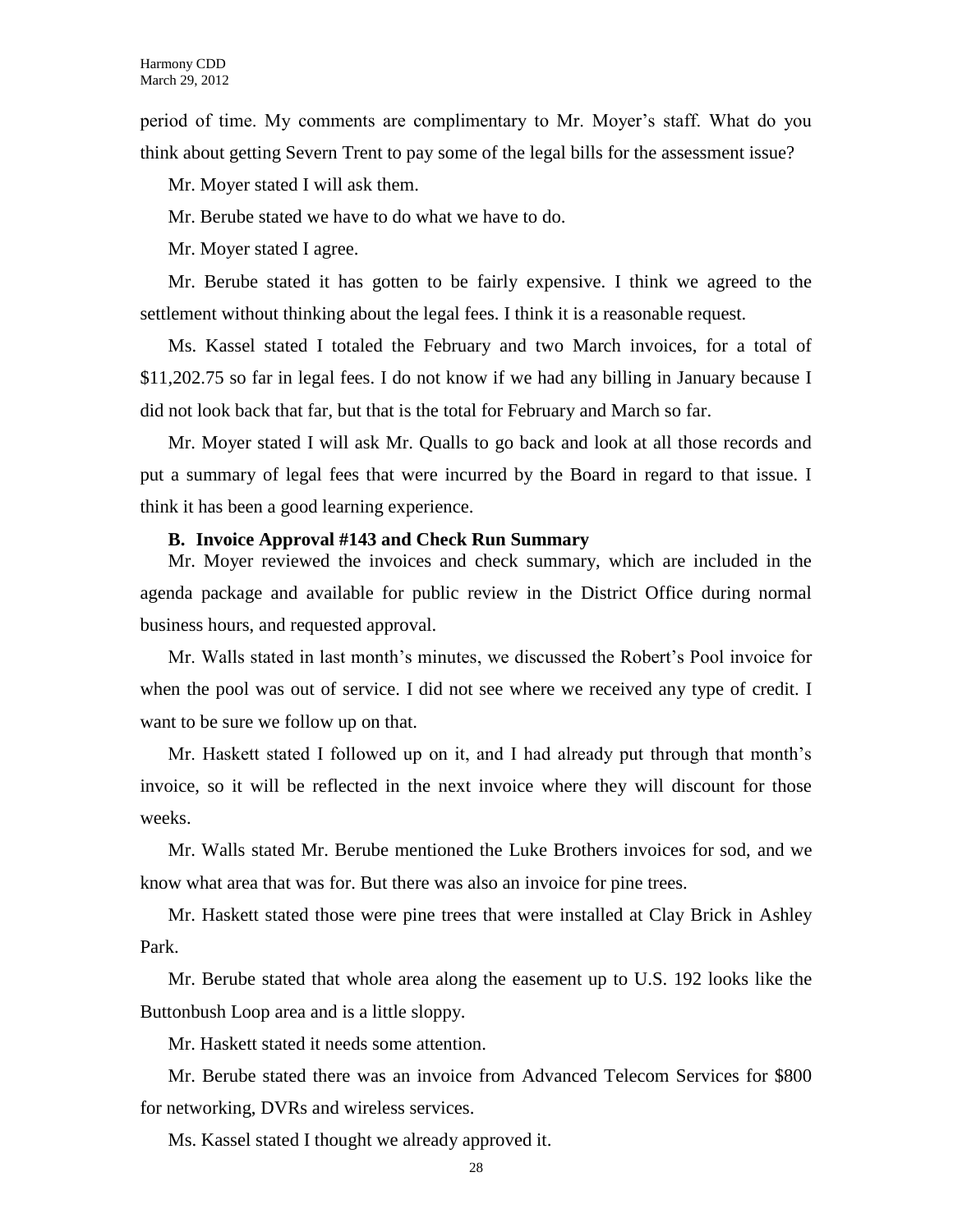period of time. My comments are complimentary to Mr. Moyer's staff. What do you think about getting Severn Trent to pay some of the legal bills for the assessment issue?

Mr. Moyer stated I will ask them.

Mr. Berube stated we have to do what we have to do.

Mr. Moyer stated I agree.

Mr. Berube stated it has gotten to be fairly expensive. I think we agreed to the settlement without thinking about the legal fees. I think it is a reasonable request.

Ms. Kassel stated I totaled the February and two March invoices, for a total of $11,202.75 so far in legal fees. I do not know if we had any billing in January because I did not look back that far, but that is the total for February and March so far.

Mr. Moyer stated I will ask Mr. Qualls to go back and look at all those records and put a summary of legal fees that were incurred by the Board in regard to that issue. I think it has been a good learning experience.

**B. Invoice Approval #143 and Check Run Summary**

Mr. Moyer reviewed the invoices and check summary, which are included in the agenda package and available for public review in the District Office during normal business hours, and requested approval.

Mr. Walls stated in last month's minutes, we discussed the Robert's Pool invoice for when the pool was out of service. I did not see where we received any type of credit. I want to be sure we follow up on that.

Mr. Haskett stated I followed up on it, and I had already put through that month's invoice, so it will be reflected in the next invoice where they will discount for those weeks.

Mr. Walls stated Mr. Berube mentioned the Luke Brothers invoices for sod, and we know what area that was for. But there was also an invoice for pine trees.

Mr. Haskett stated those were pine trees that were installed at Clay Brick in Ashley Park.

Mr. Berube stated that whole area along the easement up to U.S. 192 looks like the Buttonbush Loop area and is a little sloppy.

Mr. Haskett stated it needs some attention.

Mr. Berube stated there was an invoice from Advanced Telecom Services for $800 for networking, DVRs and wireless services.

Ms. Kassel stated I thought we already approved it.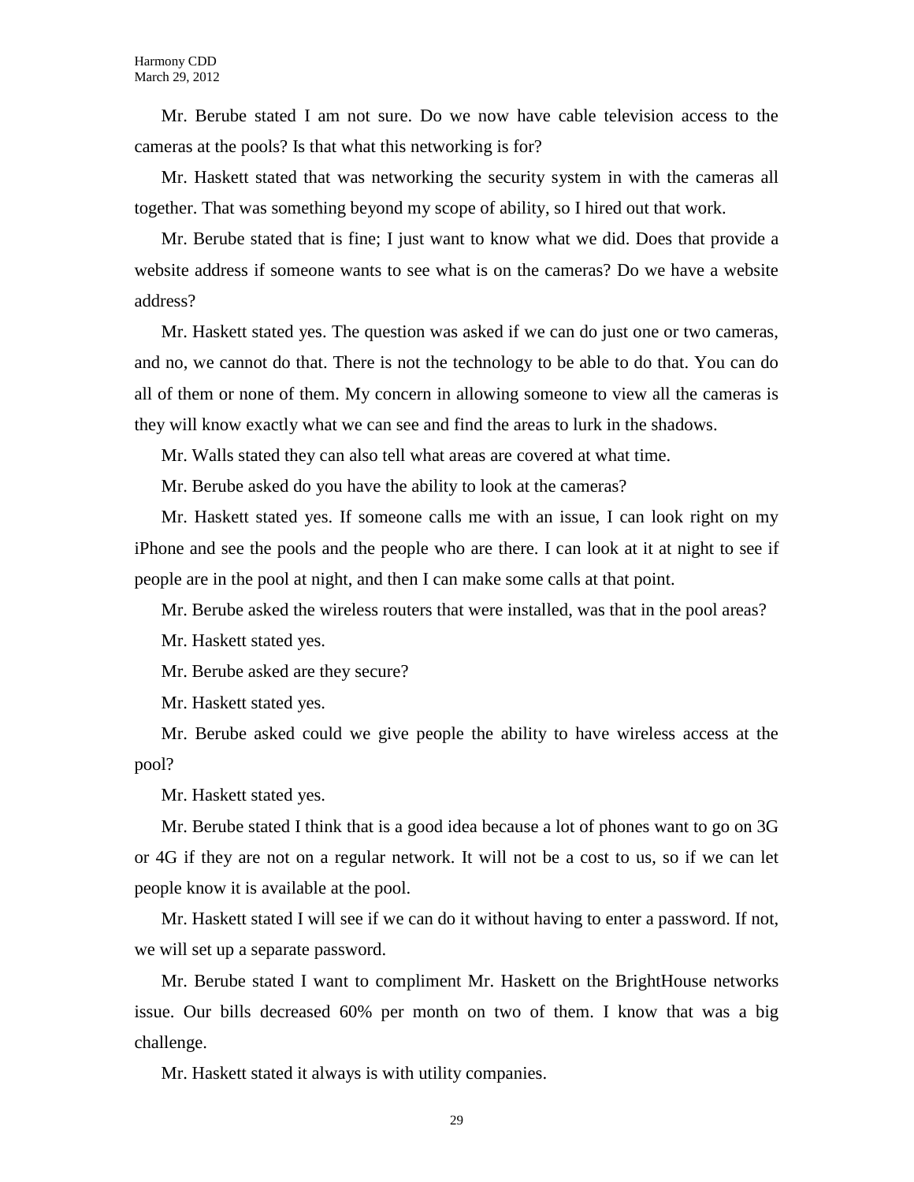Mr. Berube stated I am not sure. Do we now have cable television access to the cameras at the pools? Is that what this networking is for?

Mr. Haskett stated that was networking the security system in with the cameras all together. That was something beyond my scope of ability, so I hired out that work.

Mr. Berube stated that is fine; I just want to know what we did. Does that provide a website address if someone wants to see what is on the cameras? Do we have a website address?

Mr. Haskett stated yes. The question was asked if we can do just one or two cameras, and no, we cannot do that. There is not the technology to be able to do that. You can do all of them or none of them. My concern in allowing someone to view all the cameras is they will know exactly what we can see and find the areas to lurk in the shadows.

Mr. Walls stated they can also tell what areas are covered at what time.

Mr. Berube asked do you have the ability to look at the cameras?

Mr. Haskett stated yes. If someone calls me with an issue, I can look right on my iPhone and see the pools and the people who are there. I can look at it at night to see if people are in the pool at night, and then I can make some calls at that point.

Mr. Berube asked the wireless routers that were installed, was that in the pool areas?

Mr. Haskett stated yes.

Mr. Berube asked are they secure?

Mr. Haskett stated yes.

Mr. Berube asked could we give people the ability to have wireless access at the pool?

Mr. Haskett stated yes.

Mr. Berube stated I think that is a good idea because a lot of phones want to go on 3G or 4G if they are not on a regular network. It will not be a cost to us, so if we can let people know it is available at the pool.

Mr. Haskett stated I will see if we can do it without having to enter a password. If not, we will set up a separate password.

Mr. Berube stated I want to compliment Mr. Haskett on the BrightHouse networks issue. Our bills decreased 60% per month on two of them. I know that was a big challenge.

Mr. Haskett stated it always is with utility companies.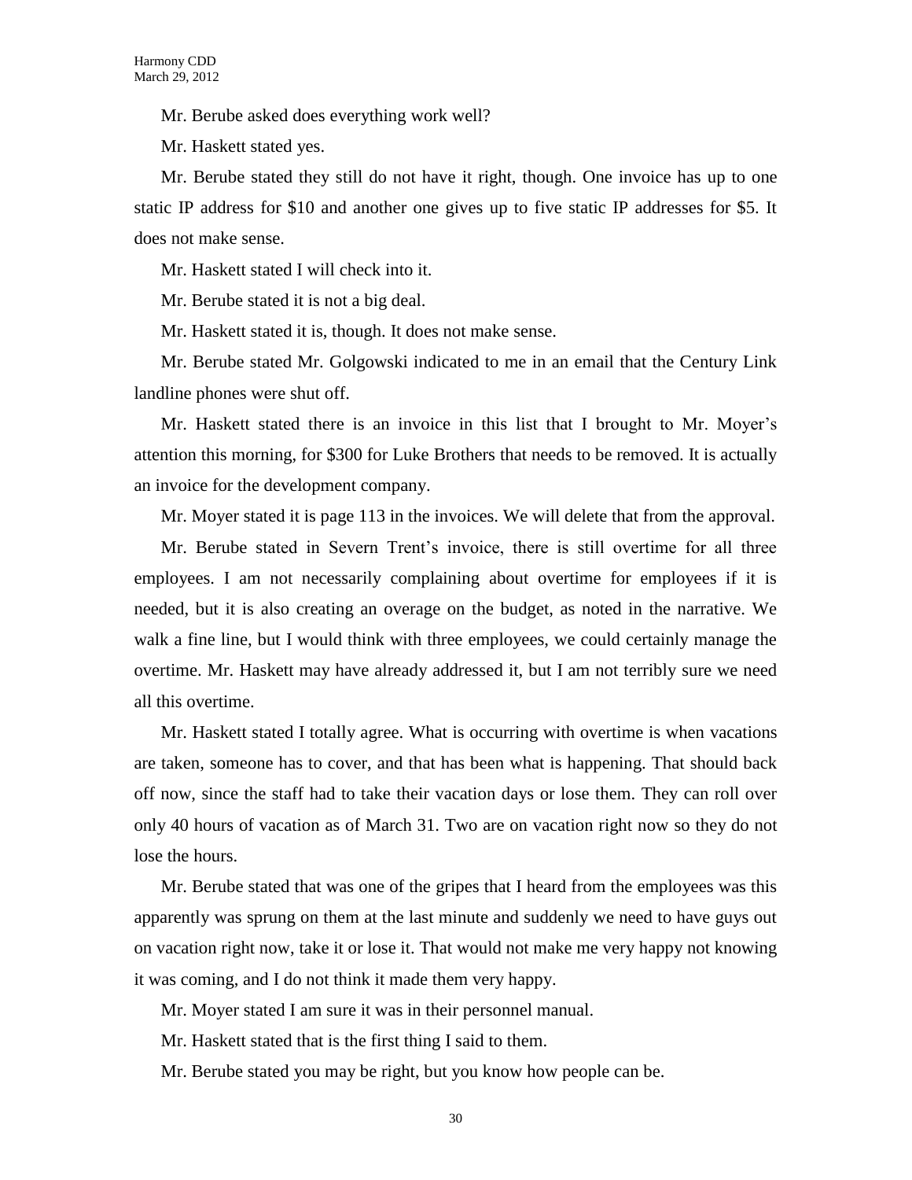Mr. Berube asked does everything work well?

Mr. Haskett stated yes.

Mr. Berube stated they still do not have it right, though. One invoice has up to one static IP address for $10 and another one gives up to five static IP addresses for $5. It does not make sense.

Mr. Haskett stated I will check into it.

Mr. Berube stated it is not a big deal.

Mr. Haskett stated it is, though. It does not make sense.

Mr. Berube stated Mr. Golgowski indicated to me in an email that the Century Link landline phones were shut off.

Mr. Haskett stated there is an invoice in this list that I brought to Mr. Moyer's attention this morning, for $300 for Luke Brothers that needs to be removed. It is actually an invoice for the development company.

Mr. Moyer stated it is page 113 in the invoices. We will delete that from the approval.

Mr. Berube stated in Severn Trent's invoice, there is still overtime for all three employees. I am not necessarily complaining about overtime for employees if it is needed, but it is also creating an overage on the budget, as noted in the narrative. We walk a fine line, but I would think with three employees, we could certainly manage the overtime. Mr. Haskett may have already addressed it, but I am not terribly sure we need all this overtime.

Mr. Haskett stated I totally agree. What is occurring with overtime is when vacations are taken, someone has to cover, and that has been what is happening. That should back off now, since the staff had to take their vacation days or lose them. They can roll over only 40 hours of vacation as of March 31. Two are on vacation right now so they do not lose the hours.

Mr. Berube stated that was one of the gripes that I heard from the employees was this apparently was sprung on them at the last minute and suddenly we need to have guys out on vacation right now, take it or lose it. That would not make me very happy not knowing it was coming, and I do not think it made them very happy.

Mr. Moyer stated I am sure it was in their personnel manual.

Mr. Haskett stated that is the first thing I said to them.

Mr. Berube stated you may be right, but you know how people can be.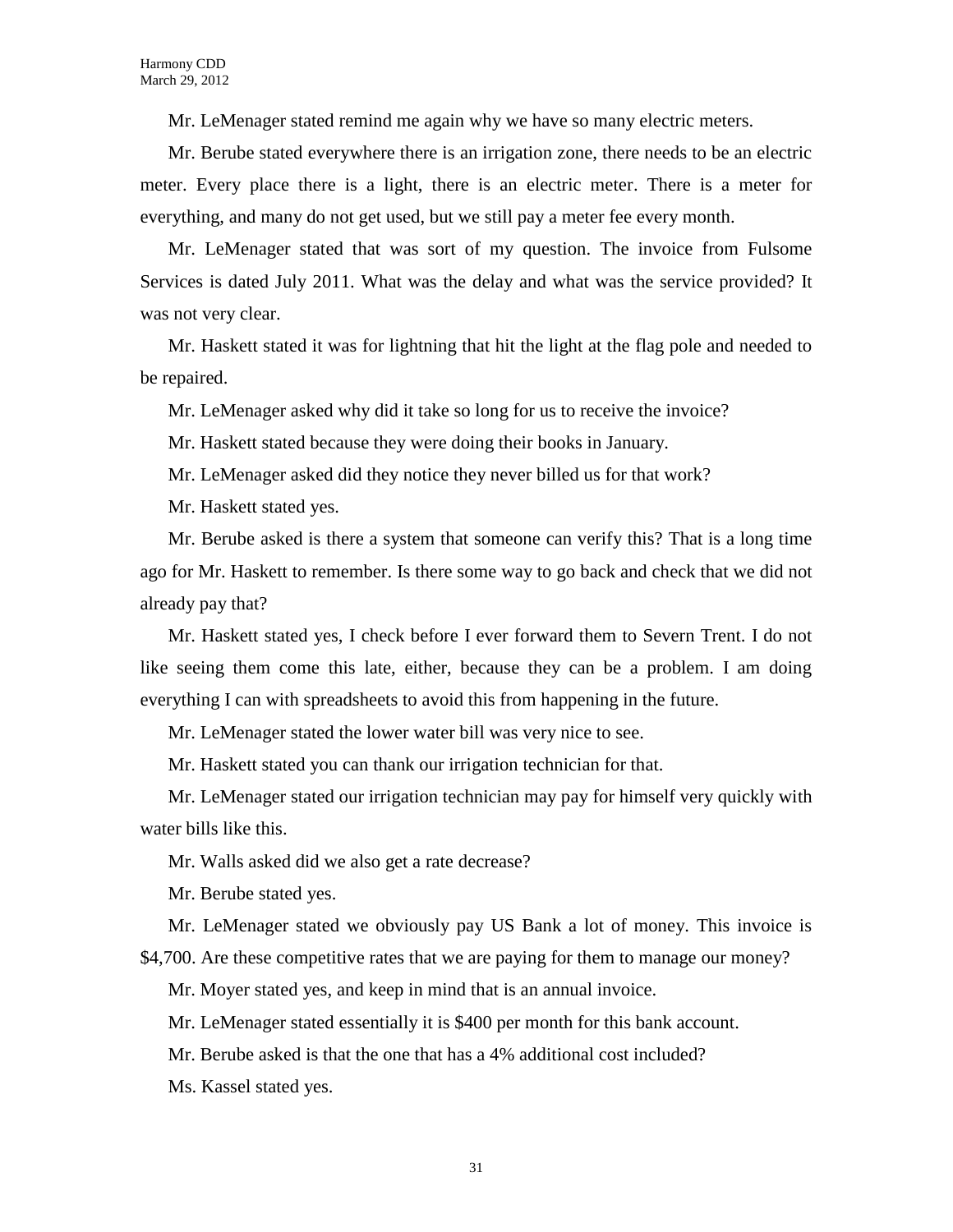Mr. LeMenager stated remind me again why we have so many electric meters.

Mr. Berube stated everywhere there is an irrigation zone, there needs to be an electric meter. Every place there is a light, there is an electric meter. There is a meter for everything, and many do not get used, but we still pay a meter fee every month.

Mr. LeMenager stated that was sort of my question. The invoice from Fulsome Services is dated July 2011. What was the delay and what was the service provided? It was not very clear.

Mr. Haskett stated it was for lightning that hit the light at the flag pole and needed to be repaired.

Mr. LeMenager asked why did it take so long for us to receive the invoice?

Mr. Haskett stated because they were doing their books in January.

Mr. LeMenager asked did they notice they never billed us for that work?

Mr. Haskett stated yes.

Mr. Berube asked is there a system that someone can verify this? That is a long time ago for Mr. Haskett to remember. Is there some way to go back and check that we did not already pay that?

Mr. Haskett stated yes, I check before I ever forward them to Severn Trent. I do not like seeing them come this late, either, because they can be a problem. I am doing everything I can with spreadsheets to avoid this from happening in the future.

Mr. LeMenager stated the lower water bill was very nice to see.

Mr. Haskett stated you can thank our irrigation technician for that.

Mr. LeMenager stated our irrigation technician may pay for himself very quickly with water bills like this.

Mr. Walls asked did we also get a rate decrease?

Mr. Berube stated yes.

Mr. LeMenager stated we obviously pay US Bank a lot of money. This invoice is $4,700. Are these competitive rates that we are paying for them to manage our money?

Mr. Moyer stated yes, and keep in mind that is an annual invoice.

Mr. LeMenager stated essentially it is $400 per month for this bank account.

Mr. Berube asked is that the one that has a 4% additional cost included?

Ms. Kassel stated yes.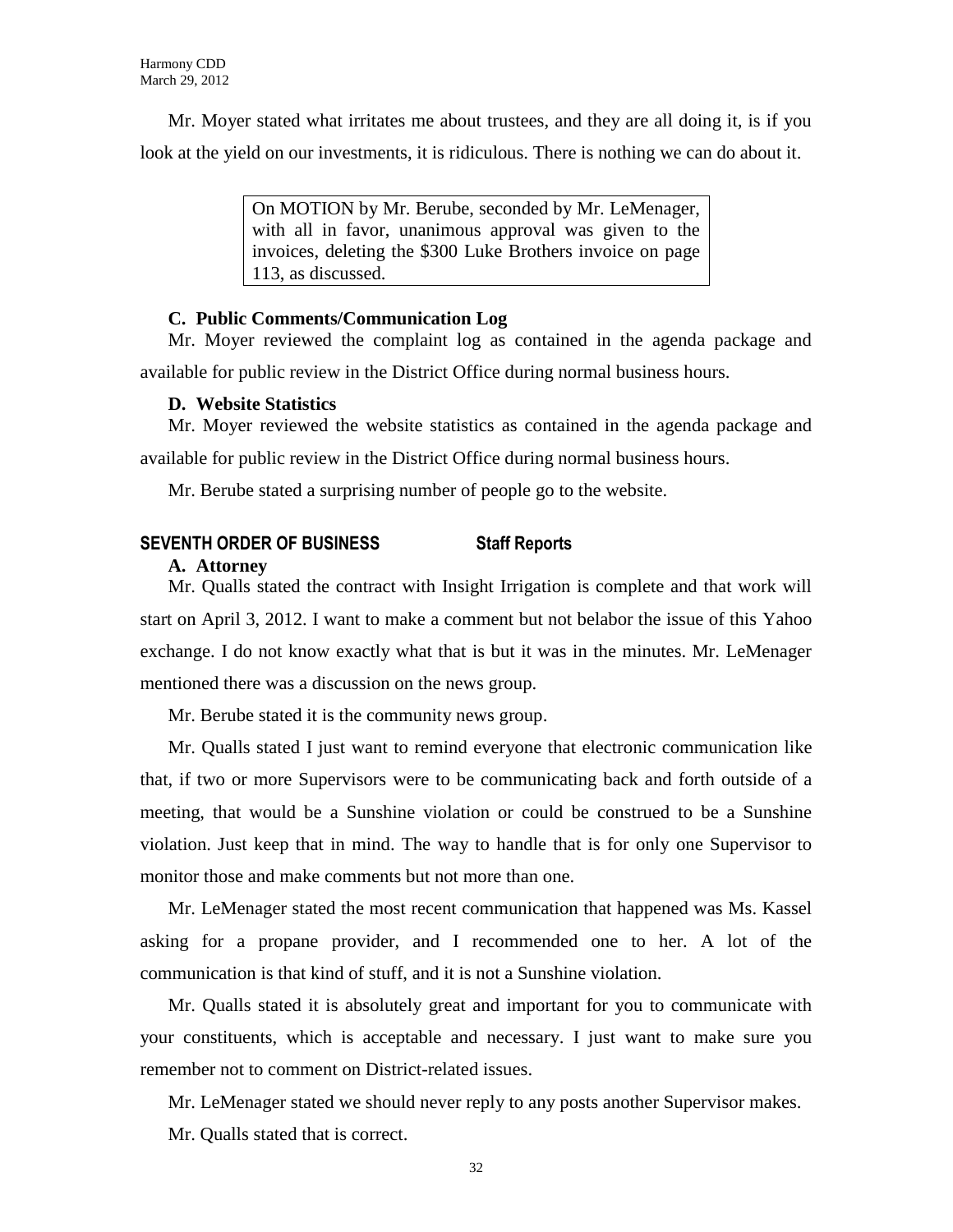Mr. Moyer stated what irritates me about trustees, and they are all doing it, is if you look at the yield on our investments, it is ridiculous. There is nothing we can do about it.

> On MOTION by Mr. Berube, seconded by Mr. LeMenager, with all in favor, unanimous approval was given to the invoices, deleting the $300 Luke Brothers invoice on page 113, as discussed.

### C. Public Comments/Communication Log

Mr. Moyer reviewed the complaint log as contained in the agenda package and available for public review in the District Office during normal business hours.

### D. Website Statistics

Mr. Moyer reviewed the website statistics as contained in the agenda package and available for public review in the District Office during normal business hours.

Mr. Berube stated a surprising number of people go to the website.

## SEVENTH ORDER OF BUSINESS Staff Reports

### A. Attorney

Mr. Qualls stated the contract with Insight Irrigation is complete and that work will start on April 3, 2012. I want to make a comment but not belabor the issue of this Yahoo exchange. I do not know exactly what that is but it was in the minutes. Mr. LeMenager mentioned there was a discussion on the news group.

Mr. Berube stated it is the community news group.

Mr. Qualls stated I just want to remind everyone that electronic communication like that, if two or more Supervisors were to be communicating back and forth outside of a meeting, that would be a Sunshine violation or could be construed to be a Sunshine violation. Just keep that in mind. The way to handle that is for only one Supervisor to monitor those and make comments but not more than one.

Mr. LeMenager stated the most recent communication that happened was Ms. Kassel asking for a propane provider, and I recommended one to her. A lot of the communication is that kind of stuff, and it is not a Sunshine violation.

Mr. Qualls stated it is absolutely great and important for you to communicate with your constituents, which is acceptable and necessary. I just want to make sure you remember not to comment on District-related issues.

Mr. LeMenager stated we should never reply to any posts another Supervisor makes.

Mr. Qualls stated that is correct.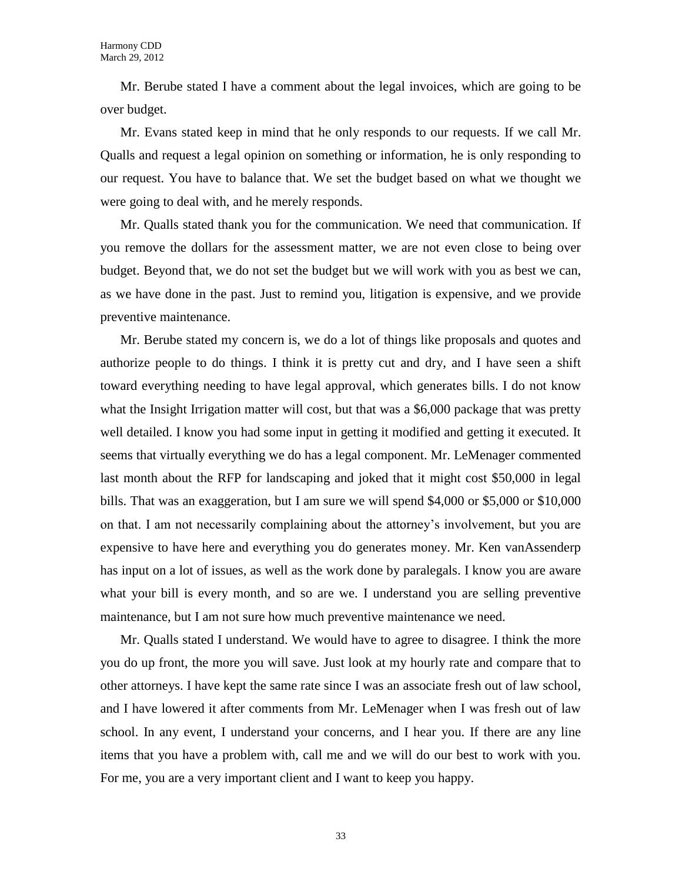Mr. Berube stated I have a comment about the legal invoices, which are going to be over budget.

Mr. Evans stated keep in mind that he only responds to our requests. If we call Mr. Qualls and request a legal opinion on something or information, he is only responding to our request. You have to balance that. We set the budget based on what we thought we were going to deal with, and he merely responds.

Mr. Qualls stated thank you for the communication. We need that communication. If you remove the dollars for the assessment matter, we are not even close to being over budget. Beyond that, we do not set the budget but we will work with you as best we can, as we have done in the past. Just to remind you, litigation is expensive, and we provide preventive maintenance.

Mr. Berube stated my concern is, we do a lot of things like proposals and quotes and authorize people to do things. I think it is pretty cut and dry, and I have seen a shift toward everything needing to have legal approval, which generates bills. I do not know what the Insight Irrigation matter will cost, but that was a $6,000 package that was pretty well detailed. I know you had some input in getting it modified and getting it executed. It seems that virtually everything we do has a legal component. Mr. LeMenager commented last month about the RFP for landscaping and joked that it might cost $50,000 in legal bills. That was an exaggeration, but I am sure we will spend $4,000 or $5,000 or $10,000 on that. I am not necessarily complaining about the attorney's involvement, but you are expensive to have here and everything you do generates money. Mr. Ken vanAssenderp has input on a lot of issues, as well as the work done by paralegals. I know you are aware what your bill is every month, and so are we. I understand you are selling preventive maintenance, but I am not sure how much preventive maintenance we need.

Mr. Qualls stated I understand. We would have to agree to disagree. I think the more you do up front, the more you will save. Just look at my hourly rate and compare that to other attorneys. I have kept the same rate since I was an associate fresh out of law school, and I have lowered it after comments from Mr. LeMenager when I was fresh out of law school. In any event, I understand your concerns, and I hear you. If there are any line items that you have a problem with, call me and we will do our best to work with you. For me, you are a very important client and I want to keep you happy.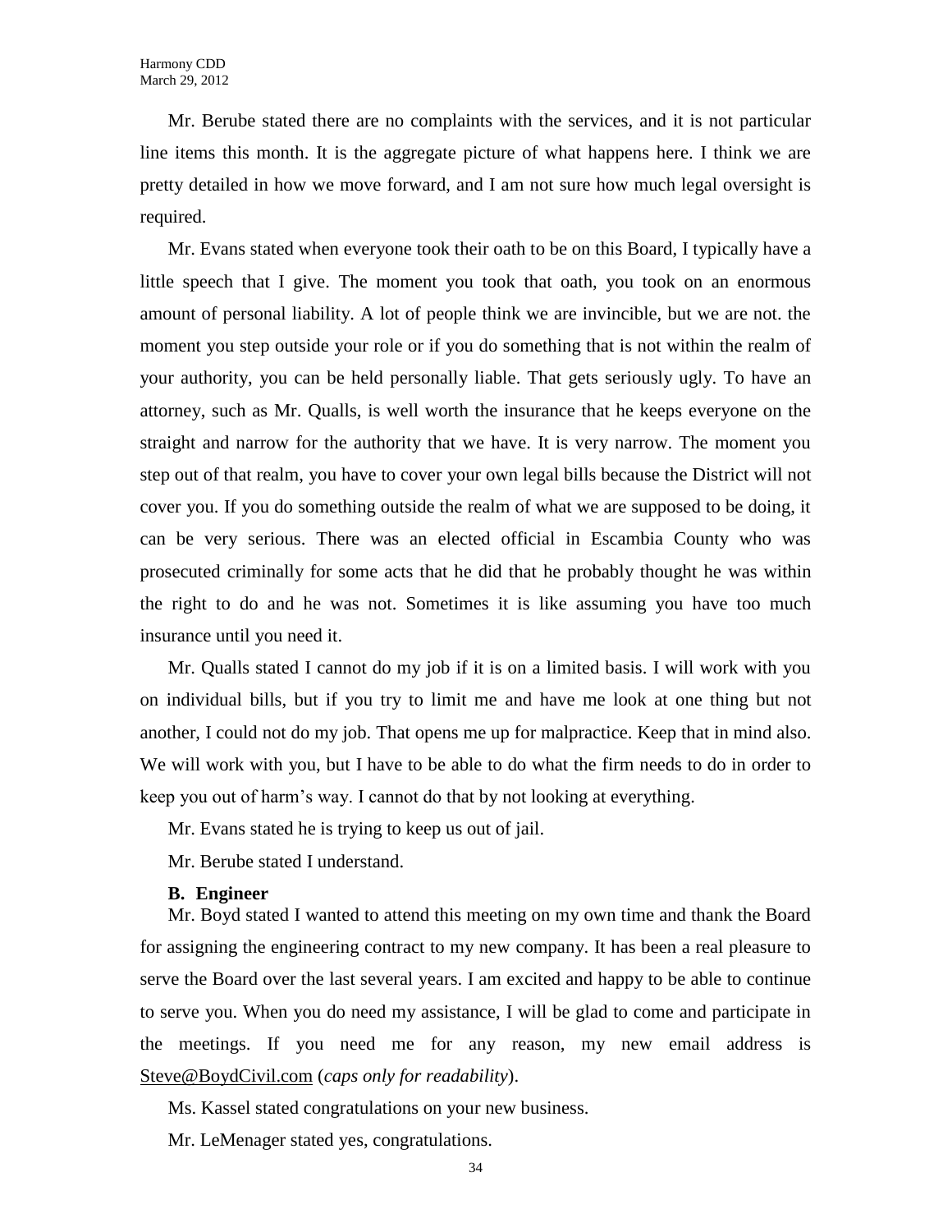Mr. Berube stated there are no complaints with the services, and it is not particular line items this month. It is the aggregate picture of what happens here. I think we are pretty detailed in how we move forward, and I am not sure how much legal oversight is required.

Mr. Evans stated when everyone took their oath to be on this Board, I typically have a little speech that I give. The moment you took that oath, you took on an enormous amount of personal liability. A lot of people think we are invincible, but we are not. the moment you step outside your role or if you do something that is not within the realm of your authority, you can be held personally liable. That gets seriously ugly. To have an attorney, such as Mr. Qualls, is well worth the insurance that he keeps everyone on the straight and narrow for the authority that we have. It is very narrow. The moment you step out of that realm, you have to cover your own legal bills because the District will not cover you. If you do something outside the realm of what we are supposed to be doing, it can be very serious. There was an elected official in Escambia County who was prosecuted criminally for some acts that he did that he probably thought he was within the right to do and he was not. Sometimes it is like assuming you have too much insurance until you need it.

Mr. Qualls stated I cannot do my job if it is on a limited basis. I will work with you on individual bills, but if you try to limit me and have me look at one thing but not another, I could not do my job. That opens me up for malpractice. Keep that in mind also. We will work with you, but I have to be able to do what the firm needs to do in order to keep you out of harm's way. I cannot do that by not looking at everything.

Mr. Evans stated he is trying to keep us out of jail.

Mr. Berube stated I understand.

**B. Engineer**

Mr. Boyd stated I wanted to attend this meeting on my own time and thank the Board for assigning the engineering contract to my new company. It has been a real pleasure to serve the Board over the last several years. I am excited and happy to be able to continue to serve you. When you do need my assistance, I will be glad to come and participate in the meetings. If you need me for any reason, my new email address is Steve@BoydCivil.com (*caps only for readability*).

Ms. Kassel stated congratulations on your new business.

Mr. LeMenager stated yes, congratulations.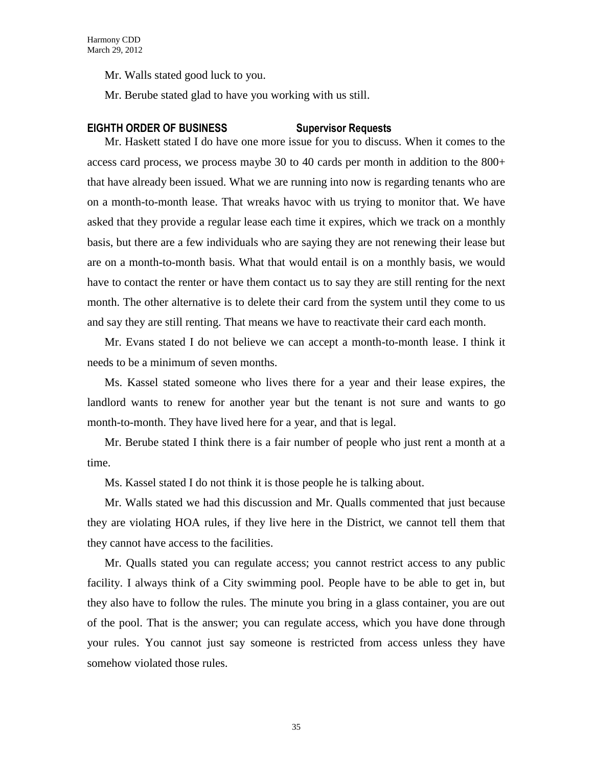Mr. Walls stated good luck to you.

Mr. Berube stated glad to have you working with us still.

## EIGHTH ORDER OF BUSINESS Supervisor Requests

Mr. Haskett stated I do have one more issue for you to discuss. When it comes to the access card process, we process maybe 30 to 40 cards per month in addition to the 800+ that have already been issued. What we are running into now is regarding tenants who are on a month-to-month lease. That wreaks havoc with us trying to monitor that. We have asked that they provide a regular lease each time it expires, which we track on a monthly basis, but there are a few individuals who are saying they are not renewing their lease but are on a month-to-month basis. What that would entail is on a monthly basis, we would have to contact the renter or have them contact us to say they are still renting for the next month. The other alternative is to delete their card from the system until they come to us and say they are still renting. That means we have to reactivate their card each month.

Mr. Evans stated I do not believe we can accept a month-to-month lease. I think it needs to be a minimum of seven months.

Ms. Kassel stated someone who lives there for a year and their lease expires, the landlord wants to renew for another year but the tenant is not sure and wants to go month-to-month. They have lived here for a year, and that is legal.

Mr. Berube stated I think there is a fair number of people who just rent a month at a time.

Ms. Kassel stated I do not think it is those people he is talking about.

Mr. Walls stated we had this discussion and Mr. Qualls commented that just because they are violating HOA rules, if they live here in the District, we cannot tell them that they cannot have access to the facilities.

Mr. Qualls stated you can regulate access; you cannot restrict access to any public facility. I always think of a City swimming pool. People have to be able to get in, but they also have to follow the rules. The minute you bring in a glass container, you are out of the pool. That is the answer; you can regulate access, which you have done through your rules. You cannot just say someone is restricted from access unless they have somehow violated those rules.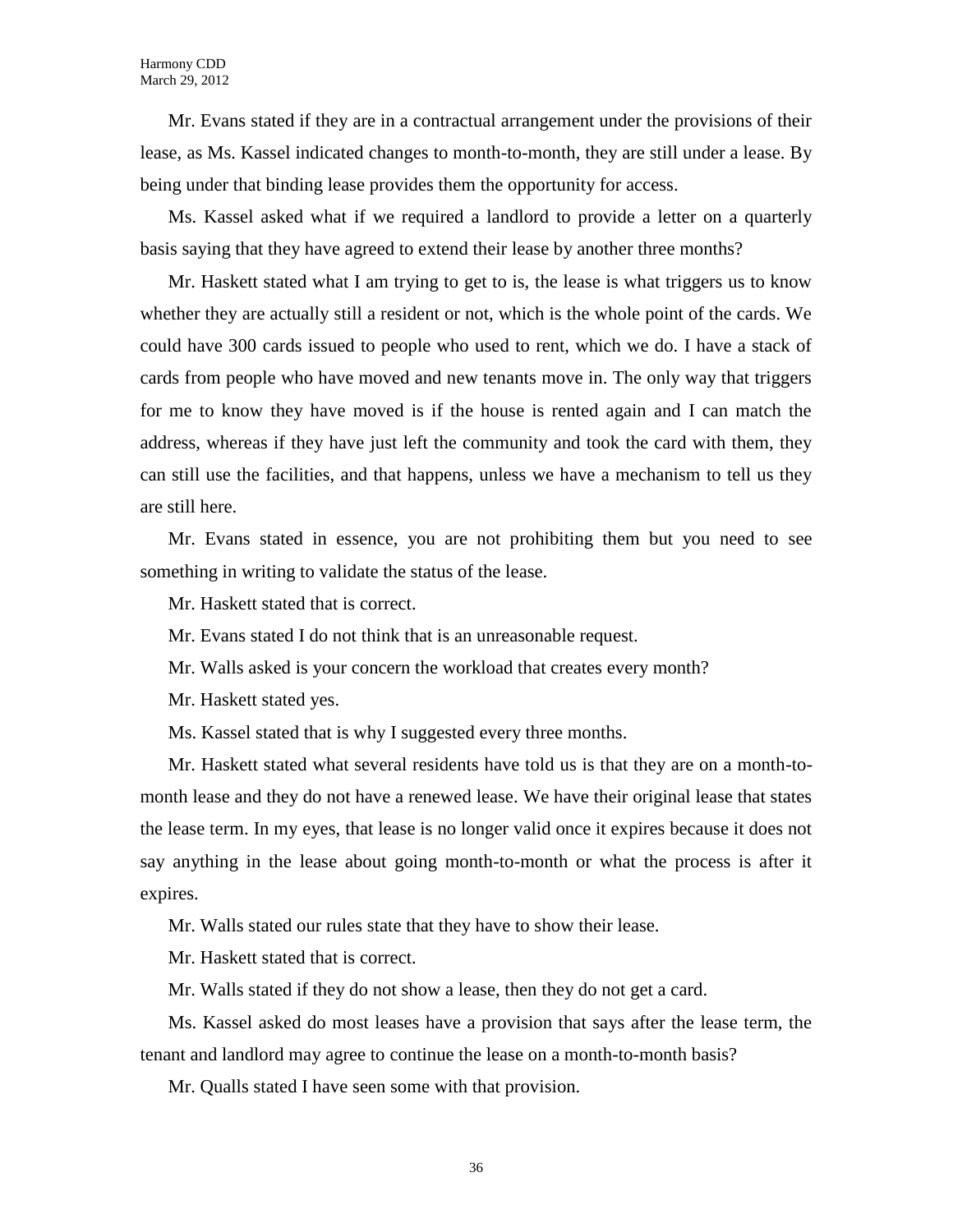Mr. Evans stated if they are in a contractual arrangement under the provisions of their lease, as Ms. Kassel indicated changes to month-to-month, they are still under a lease. By being under that binding lease provides them the opportunity for access.

Ms. Kassel asked what if we required a landlord to provide a letter on a quarterly basis saying that they have agreed to extend their lease by another three months?

Mr. Haskett stated what I am trying to get to is, the lease is what triggers us to know whether they are actually still a resident or not, which is the whole point of the cards. We could have 300 cards issued to people who used to rent, which we do. I have a stack of cards from people who have moved and new tenants move in. The only way that triggers for me to know they have moved is if the house is rented again and I can match the address, whereas if they have just left the community and took the card with them, they can still use the facilities, and that happens, unless we have a mechanism to tell us they are still here.

Mr. Evans stated in essence, you are not prohibiting them but you need to see something in writing to validate the status of the lease.

Mr. Haskett stated that is correct.

Mr. Evans stated I do not think that is an unreasonable request.

Mr. Walls asked is your concern the workload that creates every month?

Mr. Haskett stated yes.

Ms. Kassel stated that is why I suggested every three months.

Mr. Haskett stated what several residents have told us is that they are on a month-to-month lease and they do not have a renewed lease. We have their original lease that states the lease term. In my eyes, that lease is no longer valid once it expires because it does not say anything in the lease about going month-to-month or what the process is after it expires.

Mr. Walls stated our rules state that they have to show their lease.

Mr. Haskett stated that is correct.

Mr. Walls stated if they do not show a lease, then they do not get a card.

Ms. Kassel asked do most leases have a provision that says after the lease term, the tenant and landlord may agree to continue the lease on a month-to-month basis?

Mr. Qualls stated I have seen some with that provision.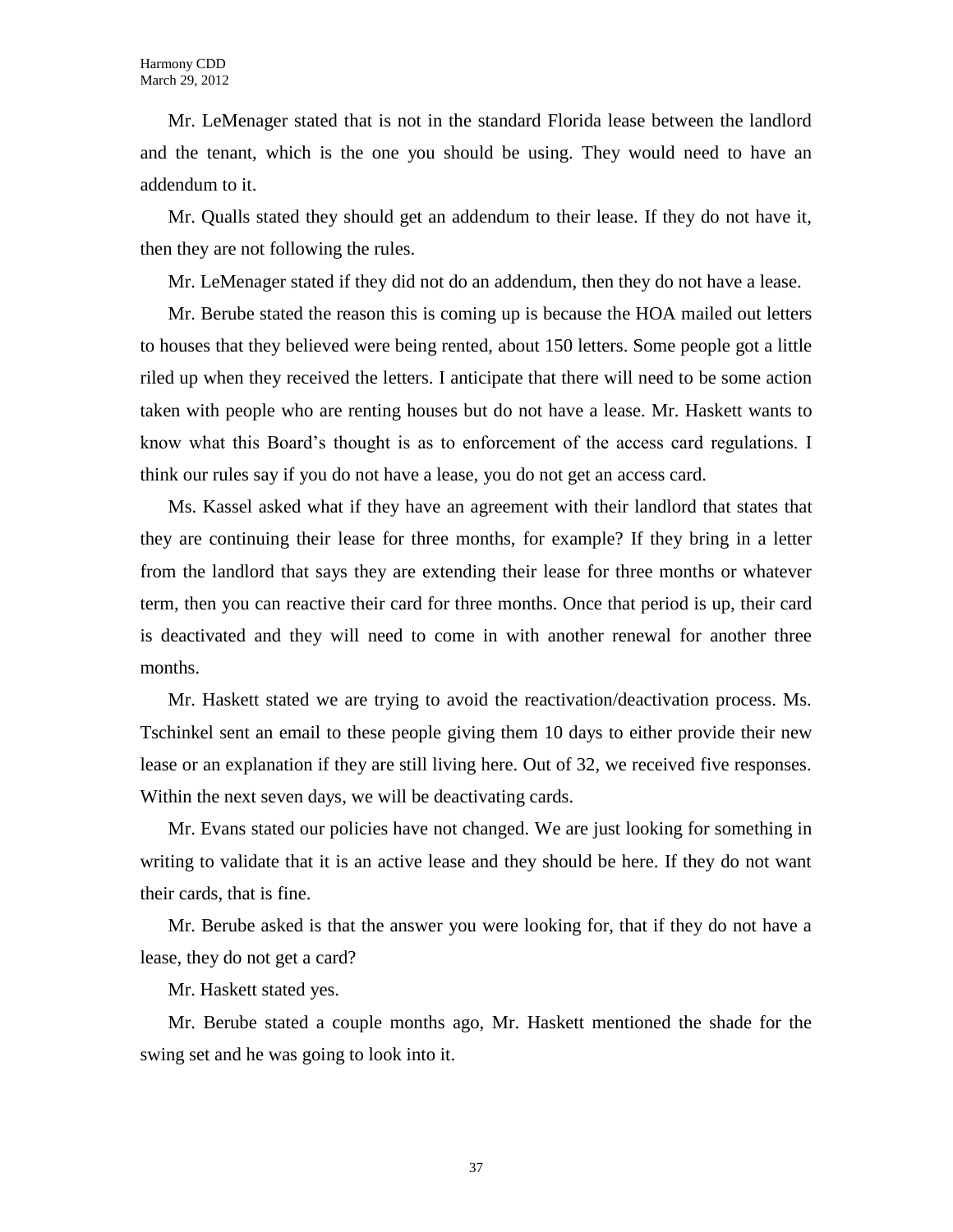Mr. LeMenager stated that is not in the standard Florida lease between the landlord and the tenant, which is the one you should be using. They would need to have an addendum to it.

Mr. Qualls stated they should get an addendum to their lease. If they do not have it, then they are not following the rules.

Mr. LeMenager stated if they did not do an addendum, then they do not have a lease.

Mr. Berube stated the reason this is coming up is because the HOA mailed out letters to houses that they believed were being rented, about 150 letters. Some people got a little riled up when they received the letters. I anticipate that there will need to be some action taken with people who are renting houses but do not have a lease. Mr. Haskett wants to know what this Board's thought is as to enforcement of the access card regulations. I think our rules say if you do not have a lease, you do not get an access card.

Ms. Kassel asked what if they have an agreement with their landlord that states that they are continuing their lease for three months, for example? If they bring in a letter from the landlord that says they are extending their lease for three months or whatever term, then you can reactive their card for three months. Once that period is up, their card is deactivated and they will need to come in with another renewal for another three months.

Mr. Haskett stated we are trying to avoid the reactivation/deactivation process. Ms. Tschinkel sent an email to these people giving them 10 days to either provide their new lease or an explanation if they are still living here. Out of 32, we received five responses. Within the next seven days, we will be deactivating cards.

Mr. Evans stated our policies have not changed. We are just looking for something in writing to validate that it is an active lease and they should be here. If they do not want their cards, that is fine.

Mr. Berube asked is that the answer you were looking for, that if they do not have a lease, they do not get a card?

Mr. Haskett stated yes.

Mr. Berube stated a couple months ago, Mr. Haskett mentioned the shade for the swing set and he was going to look into it.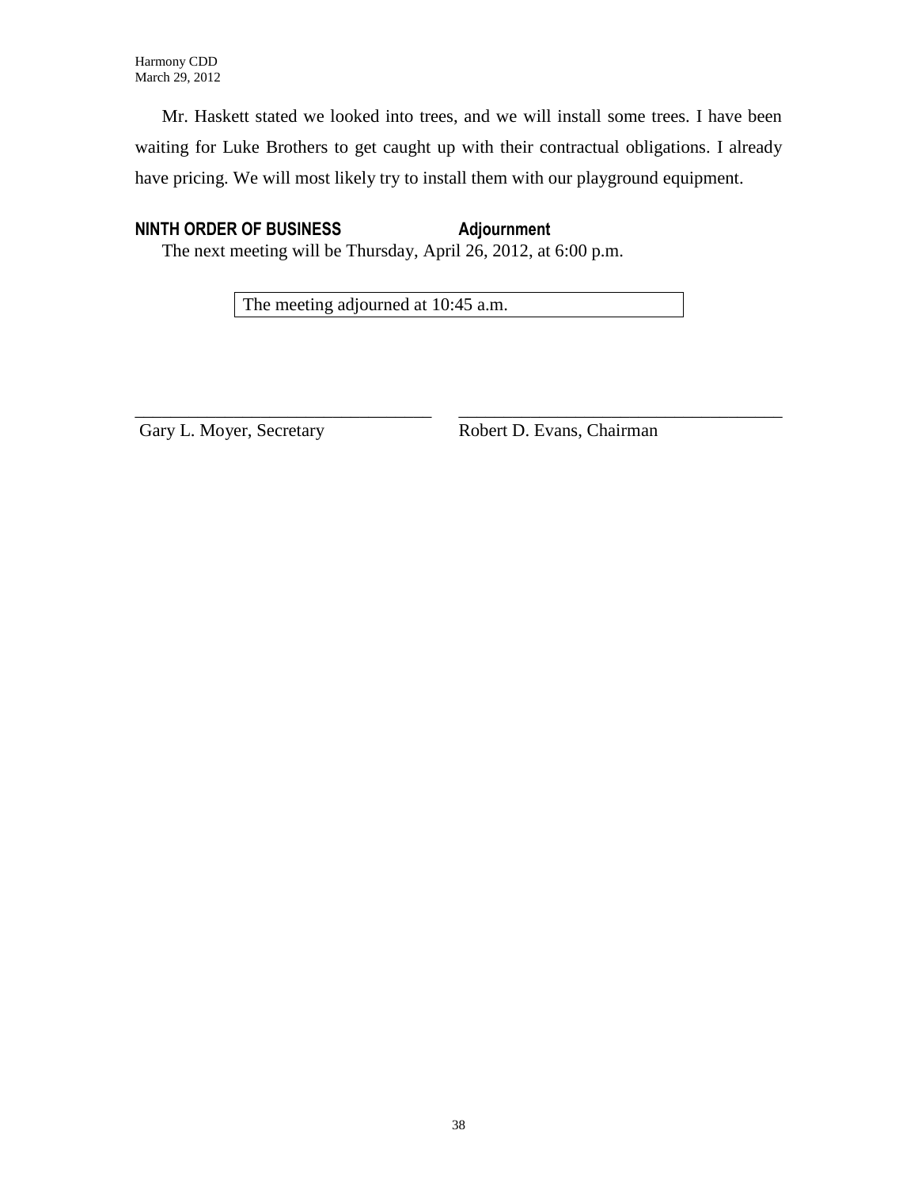Mr. Haskett stated we looked into trees, and we will install some trees. I have been waiting for Luke Brothers to get caught up with their contractual obligations. I already have pricing. We will most likely try to install them with our playground equipment.

**NINTH ORDER OF BUSINESS Adjournment**

The next meeting will be Thursday, April 26, 2012, at 6:00 p.m.

The meeting adjourned at 10:45 a.m.

\_\_\_\_\_\_\_\_\_\_\_\_\_\_\_\_\_\_\_\_\_\_\_\_\_\_\_\_\_\_\_\_\_\_ \_\_\_\_\_\_\_\_\_\_\_\_\_\_\_\_\_\_\_\_\_\_\_\_\_\_\_\_\_\_\_\_\_\_\_\_\_

Gary L. Moyer, Secretary Robert D. Evans, Chairman